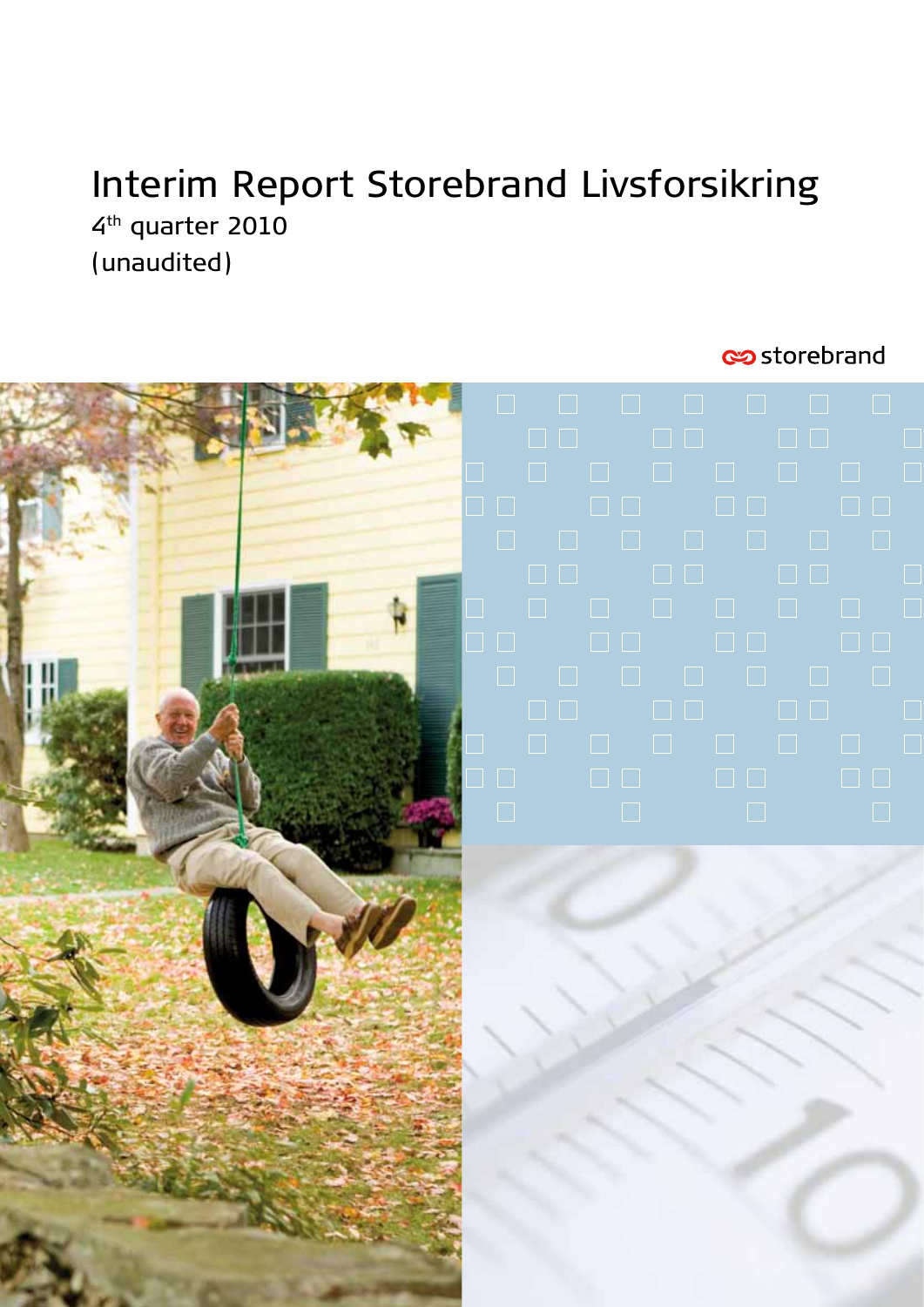# Interim Report Storebrand Livsforsikring

4th quarter 2010

(unaudited)

storebrand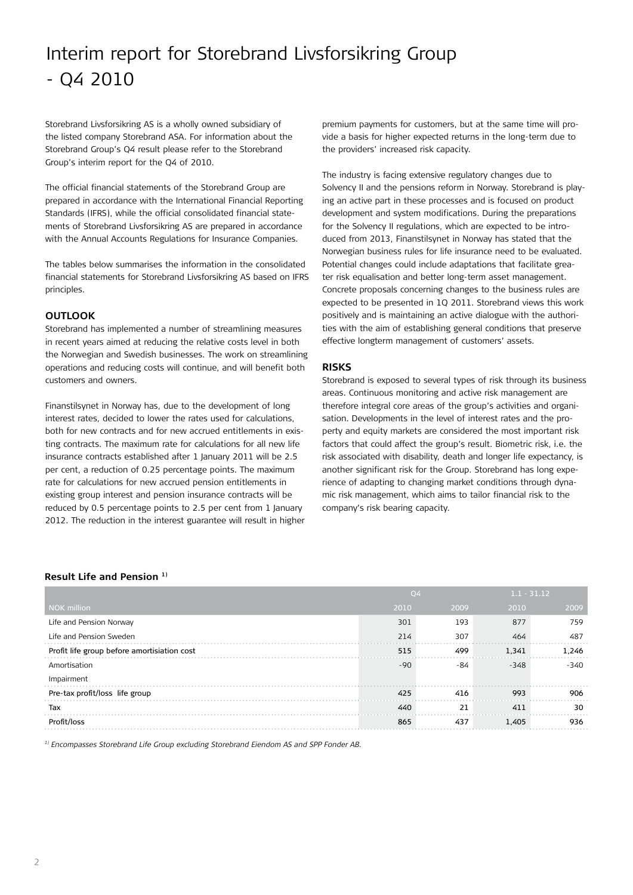# Interim report for Storebrand Livsforsikring Group - Q4 2010

Storebrand Livsforsikring AS is a wholly owned subsidiary of the listed company Storebrand ASA. For information about the Storebrand Group's Q4 result please refer to the Storebrand Group's interim report for the Q4 of 2010.

The official financial statements of the Storebrand Group are prepared in accordance with the International Financial Reporting Standards (IFRS), while the official consolidated financial statements of Storebrand Livsforsikring AS are prepared in accordance with the Annual Accounts Regulations for Insurance Companies.

The tables below summarises the information in the consolidated financial statements for Storebrand Livsforsikring AS based on IFRS principles.

## OUTLOOK

Storebrand has implemented a number of streamlining measures in recent years aimed at reducing the relative costs level in both the Norwegian and Swedish businesses. The work on streamlining operations and reducing costs will continue, and will benefit both customers and owners.

Finanstilsynet in Norway has, due to the development of long interest rates, decided to lower the rates used for calculations, both for new contracts and for new accrued entitlements in existing contracts. The maximum rate for calculations for all new life insurance contracts established after 1 January 2011 will be 2.5 per cent, a reduction of 0.25 percentage points. The maximum rate for calculations for new accrued pension entitlements in existing group interest and pension insurance contracts will be reduced by 0.5 percentage points to 2.5 per cent from 1 January 2012. The reduction in the interest guarantee will result in higher premium payments for customers, but at the same time will provide a basis for higher expected returns in the long-term due to the providers' increased risk capacity.

The industry is facing extensive regulatory changes due to Solvency II and the pensions reform in Norway. Storebrand is playing an active part in these processes and is focused on product development and system modifications. During the preparations for the Solvency II regulations, which are expected to be introduced from 2013, Finanstilsynet in Norway has stated that the Norwegian business rules for life insurance need to be evaluated. Potential changes could include adaptations that facilitate greater risk equalisation and better long-term asset management. Concrete proposals concerning changes to the business rules are expected to be presented in 1Q 2011. Storebrand views this work positively and is maintaining an active dialogue with the authorities with the aim of establishing general conditions that preserve effective longterm management of customers' assets.

## RISKS

Storebrand is exposed to several types of risk through its business areas. Continuous monitoring and active risk management are therefore integral core areas of the group's activities and organisation. Developments in the level of interest rates and the property and equity markets are considered the most important risk factors that could affect the group's result. Biometric risk, i.e. the risk associated with disability, death and longer life expectancy, is another significant risk for the Group. Storebrand has long experience of adapting to changing market conditions through dynamic risk management, which aims to tailor financial risk to the company's risk bearing capacity.

**Result Life and Pension** [1]

| | Q4 | | 1.1 - 31.12 | |
|---|---|---|---|---|
| NOK million | 2010 | 2009 | 2010 | 2009 |
| Life and Pension Norway | 301 | 193 | 877 | 759 |
| Life and Pension Sweden | 214 | 307 | 464 | 487 |
| Profit life group before amortisiation cost | 515 | 499 | 1,341 | 1,246 |
| Amortisation | -90 | -84 | -348 | -340 |
| Impairment | | | | |
| Pre-tax profit/loss life group | 425 | 416 | 993 | 906 |
| Tax | 440 | 21 | 411 | 30 |
| Profit/loss | 865 | 437 | 1,405 | 936 |

*[1] Encompasses Storebrand Life Group excluding Storebrand Eiendom AS and SPP Fonder AB.*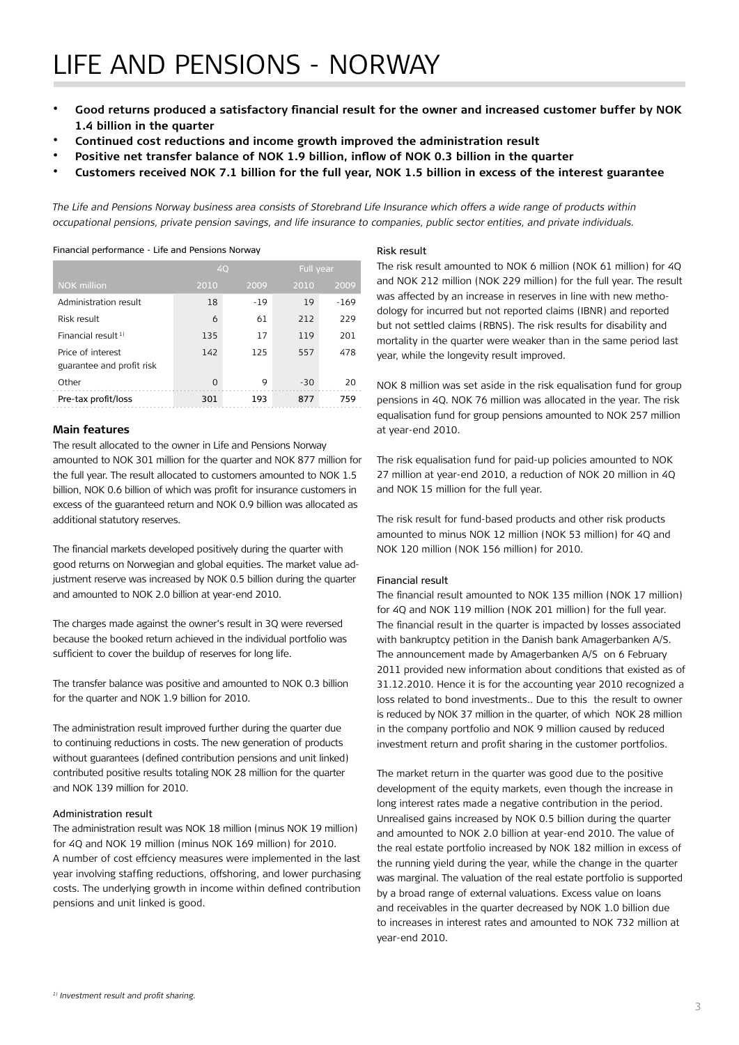# LIFE AND PENSIONS - NORWAY

- **Good returns produced a satisfactory financial result for the owner and increased customer buffer by NOK 1.4 billion in the quarter**
- **Continued cost reductions and income growth improved the administration result**
- **Positive net transfer balance of NOK 1.9 billion, inflow of NOK 0.3 billion in the quarter**
- **Customers received NOK 7.1 billion for the full year, NOK 1.5 billion in excess of the interest guarantee**

*The Life and Pensions Norway business area consists of Storebrand Life Insurance which offers a wide range of products within occupational pensions, private pension savings, and life insurance to companies, public sector entities, and private individuals.*

Financial performance - Life and Pensions Norway

| | 4Q | | Full year | |
|---|---|---|---|---|
| NOK million | 2010 | 2009 | 2010 | 2009 |
| Administration result | 18 | -19 | 19 | -169 |
| Risk result | 6 | 61 | 212 | 229 |
| Financial result [1] | 135 | 17 | 119 | 201 |
| Price of interest guarantee and profit risk | 142 | 125 | 557 | 478 |
| Other | 0 | 9 | -30 | 20 |
| Pre-tax profit/loss | 301 | 193 | 877 | 759 |

### Main features

The result allocated to the owner in Life and Pensions Norway amounted to NOK 301 million for the quarter and NOK 877 million for the full year. The result allocated to customers amounted to NOK 1.5 billion, NOK 0.6 billion of which was profit for insurance customers in excess of the guaranteed return and NOK 0.9 billion was allocated as additional statutory reserves.

The financial markets developed positively during the quarter with good returns on Norwegian and global equities. The market value adjustment reserve was increased by NOK 0.5 billion during the quarter and amounted to NOK 2.0 billion at year-end 2010.

The charges made against the owner's result in 3Q were reversed because the booked return achieved in the individual portfolio was sufficient to cover the buildup of reserves for long life.

The transfer balance was positive and amounted to NOK 0.3 billion for the quarter and NOK 1.9 billion for 2010.

The administration result improved further during the quarter due to continuing reductions in costs. The new generation of products without guarantees (defined contribution pensions and unit linked) contributed positive results totaling NOK 28 million for the quarter and NOK 139 million for 2010.

#### Administration result

The administration result was NOK 18 million (minus NOK 19 million) for 4Q and NOK 19 million (minus NOK 169 million) for 2010. A number of cost effciency measures were implemented in the last year involving staffing reductions, offshoring, and lower purchasing costs. The underlying growth in income within defined contribution pensions and unit linked is good.

#### Risk result

The risk result amounted to NOK 6 million (NOK 61 million) for 4Q and NOK 212 million (NOK 229 million) for the full year. The result was affected by an increase in reserves in line with new methodology for incurred but not reported claims (IBNR) and reported but not settled claims (RBNS). The risk results for disability and mortality in the quarter were weaker than in the same period last year, while the longevity result improved.

NOK 8 million was set aside in the risk equalisation fund for group pensions in 4Q. NOK 76 million was allocated in the year. The risk equalisation fund for group pensions amounted to NOK 257 million at year-end 2010.

The risk equalisation fund for paid-up policies amounted to NOK 27 million at year-end 2010, a reduction of NOK 20 million in 4Q and NOK 15 million for the full year.

The risk result for fund-based products and other risk products amounted to minus NOK 12 million (NOK 53 million) for 4Q and NOK 120 million (NOK 156 million) for 2010.

#### Financial result

The financial result amounted to NOK 135 million (NOK 17 million) for 4Q and NOK 119 million (NOK 201 million) for the full year. The financial result in the quarter is impacted by losses associated with bankruptcy petition in the Danish bank Amagerbanken A/S. The announcement made by Amagerbanken A/S on 6 February 2011 provided new information about conditions that existed as of 31.12.2010. Hence it is for the accounting year 2010 recognized a loss related to bond investments.. Due to this the result to owner is reduced by NOK 37 million in the quarter, of which NOK 28 million in the company portfolio and NOK 9 million caused by reduced investment return and profit sharing in the customer portfolios.

The market return in the quarter was good due to the positive development of the equity markets, even though the increase in long interest rates made a negative contribution in the period. Unrealised gains increased by NOK 0.5 billion during the quarter and amounted to NOK 2.0 billion at year-end 2010. The value of the real estate portfolio increased by NOK 182 million in excess of the running yield during the year, while the change in the quarter was marginal. The valuation of the real estate portfolio is supported by a broad range of external valuations. Excess value on loans and receivables in the quarter decreased by NOK 1.0 billion due to increases in interest rates and amounted to NOK 732 million at year-end 2010.

*[1] Investment result and profit sharing.*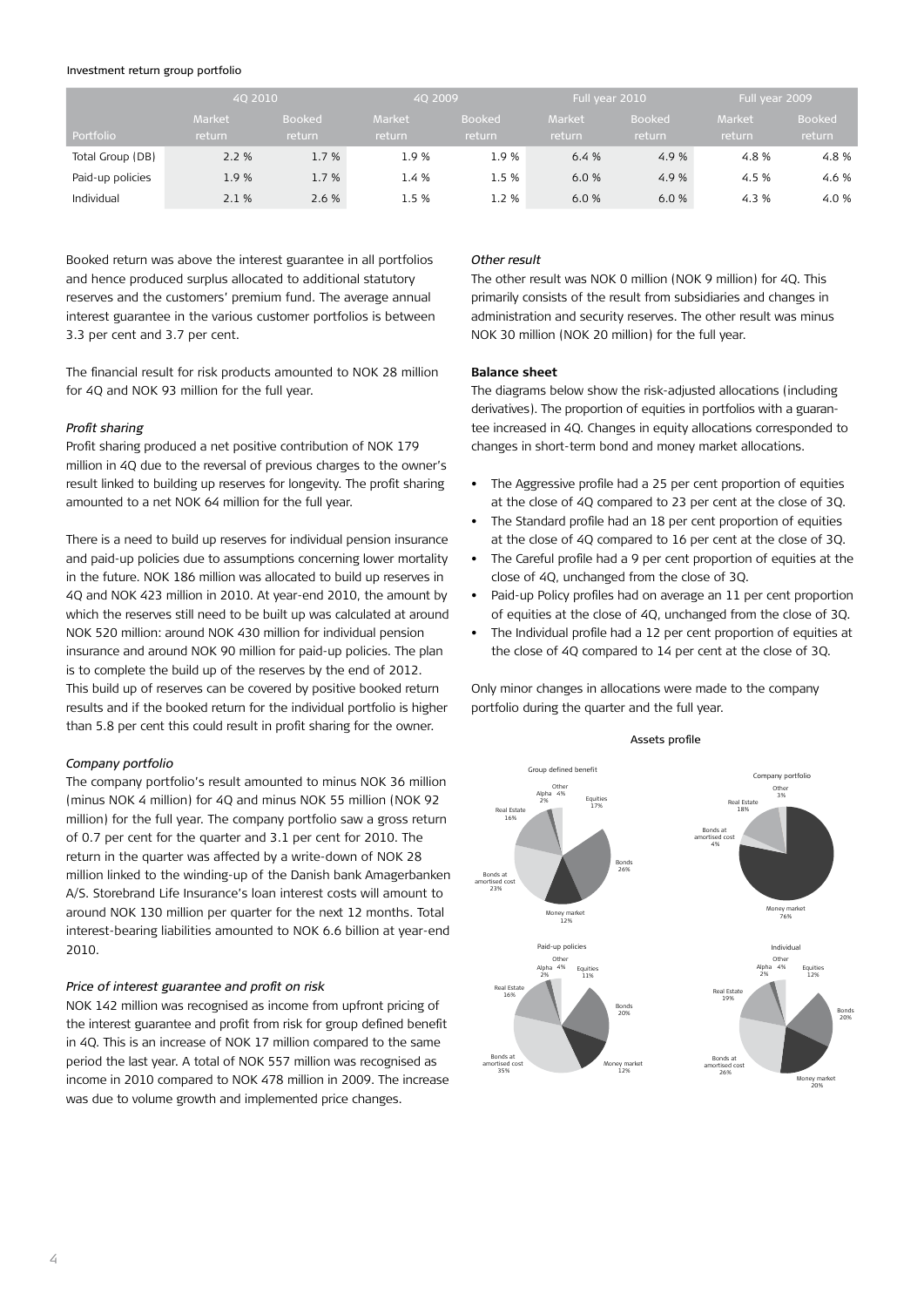Investment return group portfolio

| Portfolio | 4Q 2010 | | 4Q 2009 | | Full year 2010 | | Full year 2009 | |
|---|---|---|---|---|---|---|---|---|
| | Market return | Booked return | Market return | Booked return | Market return | Booked return | Market return | Booked return |
| Total Group (DB) | 2.2 % | 1.7 % | 1.9 % | 1.9 % | 6.4 % | 4.9 % | 4.8 % | 4.8 % |
| Paid-up policies | 1.9 % | 1.7 % | 1.4 % | 1.5 % | 6.0 % | 4.9 % | 4.5 % | 4.6 % |
| Individual | 2.1 % | 2.6 % | 1.5 % | 1.2 % | 6.0 % | 6.0 % | 4.3 % | 4.0 % |

Booked return was above the interest guarantee in all portfolios and hence produced surplus allocated to additional statutory reserves and the customers' premium fund. The average annual interest guarantee in the various customer portfolios is between 3.3 per cent and 3.7 per cent.

The financial result for risk products amounted to NOK 28 million for 4Q and NOK 93 million for the full year.

*Profit sharing*

Profit sharing produced a net positive contribution of NOK 179 million in 4Q due to the reversal of previous charges to the owner's result linked to building up reserves for longevity. The profit sharing amounted to a net NOK 64 million for the full year.

There is a need to build up reserves for individual pension insurance and paid-up policies due to assumptions concerning lower mortality in the future. NOK 186 million was allocated to build up reserves in 4Q and NOK 423 million in 2010. At year-end 2010, the amount by which the reserves still need to be built up was calculated at around NOK 520 million: around NOK 430 million for individual pension insurance and around NOK 90 million for paid-up policies. The plan is to complete the build up of the reserves by the end of 2012. This build up of reserves can be covered by positive booked return results and if the booked return for the individual portfolio is higher than 5.8 per cent this could result in profit sharing for the owner.

*Company portfolio*

The company portfolio's result amounted to minus NOK 36 million (minus NOK 4 million) for 4Q and minus NOK 55 million (NOK 92 million) for the full year. The company portfolio saw a gross return of 0.7 per cent for the quarter and 3.1 per cent for 2010. The return in the quarter was affected by a write-down of NOK 28 million linked to the winding-up of the Danish bank Amagerbanken A/S. Storebrand Life Insurance's loan interest costs will amount to around NOK 130 million per quarter for the next 12 months. Total interest-bearing liabilities amounted to NOK 6.6 billion at year-end 2010.

*Price of interest guarantee and profit on risk*

NOK 142 million was recognised as income from upfront pricing of the interest guarantee and profit from risk for group defined benefit in 4Q. This is an increase of NOK 17 million compared to the same period the last year. A total of NOK 557 million was recognised as income in 2010 compared to NOK 478 million in 2009. The increase was due to volume growth and implemented price changes.

*Other result*

The other result was NOK 0 million (NOK 9 million) for 4Q. This primarily consists of the result from subsidiaries and changes in administration and security reserves. The other result was minus NOK 30 million (NOK 20 million) for the full year.

**Balance sheet**

The diagrams below show the risk-adjusted allocations (including derivatives). The proportion of equities in portfolios with a guarantee increased in 4Q. Changes in equity allocations corresponded to changes in short-term bond and money market allocations.

- The Aggressive profile had a 25 per cent proportion of equities at the close of 4Q compared to 23 per cent at the close of 3Q.
- The Standard profile had an 18 per cent proportion of equities at the close of 4Q compared to 16 per cent at the close of 3Q.
- The Careful profile had a 9 per cent proportion of equities at the close of 4Q, unchanged from the close of 3Q.
- Paid-up Policy profiles had on average an 11 per cent proportion of equities at the close of 4Q, unchanged from the close of 3Q.
- The Individual profile had a 12 per cent proportion of equities at the close of 4Q compared to 14 per cent at the close of 3Q.

Only minor changes in allocations were made to the company portfolio during the quarter and the full year.

Assets profile

Group defined benefit
Other 4%
Alpha 2%
Equities 17%
Bonds 26%
Money market 12%
Bonds at amortised cost 23%
Real Estate 16%

Company portfolio
Other 3%
Real Estate 18%
Bonds at amortised cost 4%
Money market 76%

Paid-up policies
Other 4%
Alpha 2%
Equities 11%
Bonds 20%
Money market 12%
Bonds at amortised cost 35%
Real Estate 16%

Individual
Other 4%
Alpha 2%
Equities 12%
Bonds 20%
Money market 20%
Bonds at amortised cost 26%
Real Estate 19%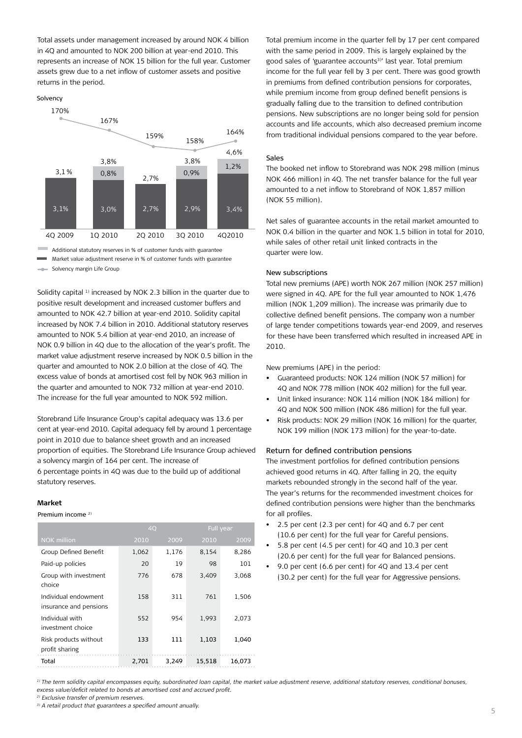Total assets under management increased by around NOK 4 billion in 4Q and amounted to NOK 200 billion at year-end 2010. This represents an increase of NOK 15 billion for the full year. Customer assets grew due to a net inflow of customer assets and positive returns in the period.

Solvency

170%
167%
159%
158%
164%
3,1 %
3,8%
0,8%
2,7%
3,8%
0,9%
4,6%
1,2%
3,1%
3,0%
2,7%
2,9%
3,4%
4Q 2009
1Q 2010
2Q 2010
3Q 2010
4Q2010

Additional statutory reserves in % of customer funds with guarantee
Market value adjustment reserve in % of customer funds with guarantee
Solvency margin Life Group

Solidity capital [1] increased by NOK 2.3 billion in the quarter due to positive result development and increased customer buffers and amounted to NOK 42.7 billion at year-end 2010. Solidity capital increased by NOK 7.4 billion in 2010. Additional statutory reserves amounted to NOK 5.4 billion at year-end 2010, an increase of NOK 0.9 billion in 4Q due to the allocation of the year's profit. The market value adjustment reserve increased by NOK 0.5 billion in the quarter and amounted to NOK 2.0 billion at the close of 4Q. The excess value of bonds at amortised cost fell by NOK 963 million in the quarter and amounted to NOK 732 million at year-end 2010. The increase for the full year amounted to NOK 592 million.

Storebrand Life Insurance Group's capital adequacy was 13.6 per cent at year-end 2010. Capital adequacy fell by around 1 percentage point in 2010 due to balance sheet growth and an increased proportion of equities. The Storebrand Life Insurance Group achieved a solvency margin of 164 per cent. The increase of 6 percentage points in 4Q was due to the build up of additional statutory reserves.

**Market**

Premium income [2]

| | 4Q | | Full year | |
|---|---|---|---|---|
| NOK million | 2010 | 2009 | 2010 | 2009 |
| Group Defined Benefit | 1,062 | 1,176 | 8,154 | 8,286 |
| Paid-up policies | 20 | 19 | 98 | 101 |
| Group with investment choice | 776 | 678 | 3,409 | 3,068 |
| Individual endowment insurance and pensions | 158 | 311 | 761 | 1,506 |
| Individual with investment choice | 552 | 954 | 1,993 | 2,073 |
| Risk products without profit sharing | 133 | 111 | 1,103 | 1,040 |
| Total | 2,701 | 3,249 | 15,518 | 16,073 |

Total premium income in the quarter fell by 17 per cent compared with the same period in 2009. This is largely explained by the good sales of 'guarantee accounts[3]' last year. Total premium income for the full year fell by 3 per cent. There was good growth in premiums from defined contribution pensions for corporates, while premium income from group defined benefit pensions is gradually falling due to the transition to defined contribution pensions. New subscriptions are no longer being sold for pension accounts and life accounts, which also decreased premium income from traditional individual pensions compared to the year before.

Sales

The booked net inflow to Storebrand was NOK 298 million (minus NOK 466 million) in 4Q. The net transfer balance for the full year amounted to a net inflow to Storebrand of NOK 1,857 million (NOK 55 million).

Net sales of guarantee accounts in the retail market amounted to NOK 0.4 billion in the quarter and NOK 1.5 billion in total for 2010, while sales of other retail unit linked contracts in the quarter were low.

New subscriptions

Total new premiums (APE) worth NOK 267 million (NOK 257 million) were signed in 4Q. APE for the full year amounted to NOK 1,476 million (NOK 1,209 million). The increase was primarily due to collective defined benefit pensions. The company won a number of large tender competitions towards year-end 2009, and reserves for these have been transferred which resulted in increased APE in 2010.

New premiums (APE) in the period:

- Guaranteed products: NOK 124 million (NOK 57 million) for 4Q and NOK 778 million (NOK 402 million) for the full year.
- Unit linked insurance: NOK 114 million (NOK 184 million) for 4Q and NOK 500 million (NOK 486 million) for the full year.
- Risk products: NOK 29 million (NOK 16 million) for the quarter, NOK 199 million (NOK 173 million) for the year-to-date.

Return for defined contribution pensions

The investment portfolios for defined contribution pensions achieved good returns in 4Q. After falling in 2Q, the equity markets rebounded strongly in the second half of the year. The year's returns for the recommended investment choices for defined contribution pensions were higher than the benchmarks for all profiles.

- 2.5 per cent (2.3 per cent) for 4Q and 6.7 per cent (10.6 per cent) for the full year for Careful pensions.
- 5.8 per cent (4.5 per cent) for 4Q and 10.3 per cent (20.6 per cent) for the full year for Balanced pensions.
- 9.0 per cent (6.6 per cent) for 4Q and 13.4 per cent (30.2 per cent) for the full year for Aggressive pensions.

*[1] The term solidity capital encompasses equity, subordinated loan capital, the market value adjustment reserve, additional statutory reserves, conditional bonuses, excess value/deficit related to bonds at amortised cost and accrued profit.*
*[2] Exclusive transfer of premium reserves.*
*[3] A retail product that guarantees a specified amount anually.*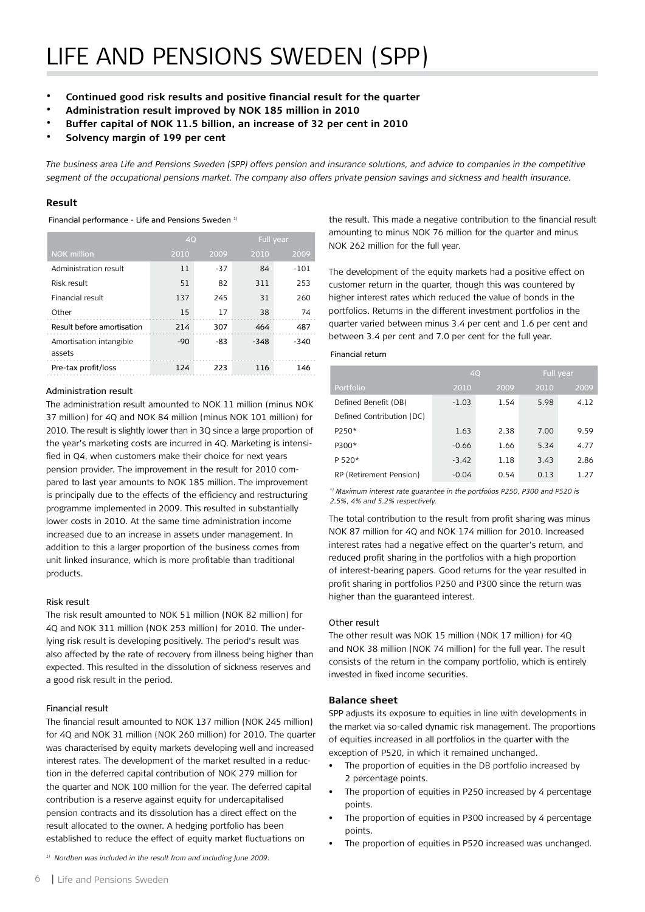# LIFE AND PENSIONS SWEDEN (SPP)

- **Continued good risk results and positive financial result for the quarter**
- **Administration result improved by NOK 185 million in 2010**
- **Buffer capital of NOK 11.5 billion, an increase of 32 per cent in 2010**
- **Solvency margin of 199 per cent**

*The business area Life and Pensions Sweden (SPP) offers pension and insurance solutions, and advice to companies in the competitive segment of the occupational pensions market. The company also offers private pension savings and sickness and health insurance.*

## Result

Financial performance - Life and Pensions Sweden [1]

| | 4Q | | Full year | |
|---|---|---|---|---|
| NOK million | 2010 | 2009 | 2010 | 2009 |
| Administration result | 11 | -37 | 84 | -101 |
| Risk result | 51 | 82 | 311 | 253 |
| Financial result | 137 | 245 | 31 | 260 |
| Other | 15 | 17 | 38 | 74 |
| Result before amortisation | 214 | 307 | 464 | 487 |
| Amortisation intangible assets | -90 | -83 | -348 | -340 |
| Pre-tax profit/loss | 124 | 223 | 116 | 146 |

[1] Nordben was included in the result from and including June 2009.

### Administration result

The administration result amounted to NOK 11 million (minus NOK 37 million) for 4Q and NOK 84 million (minus NOK 101 million) for 2010. The result is slightly lower than in 3Q since a large proportion of the year's marketing costs are incurred in 4Q. Marketing is intensified in Q4, when customers make their choice for next years pension provider. The improvement in the result for 2010 compared to last year amounts to NOK 185 million. The improvement is principally due to the effects of the efficiency and restructuring programme implemented in 2009. This resulted in substantially lower costs in 2010. At the same time administration income increased due to an increase in assets under management. In addition to this a larger proportion of the business comes from unit linked insurance, which is more profitable than traditional products.

### Risk result

The risk result amounted to NOK 51 million (NOK 82 million) for 4Q and NOK 311 million (NOK 253 million) for 2010. The underlying risk result is developing positively. The period's result was also affected by the rate of recovery from illness being higher than expected. This resulted in the dissolution of sickness reserves and a good risk result in the period.

### Financial result

The financial result amounted to NOK 137 million (NOK 245 million) for 4Q and NOK 31 million (NOK 260 million) for 2010. The quarter was characterised by equity markets developing well and increased interest rates. The development of the market resulted in a reduction in the deferred capital contribution of NOK 279 million for the quarter and NOK 100 million for the year. The deferred capital contribution is a reserve against equity for undercapitalised pension contracts and its dissolution has a direct effect on the result allocated to the owner. A hedging portfolio has been established to reduce the effect of equity market fluctuations on the result. This made a negative contribution to the financial result amounting to minus NOK 76 million for the quarter and minus NOK 262 million for the full year.

The development of the equity markets had a positive effect on customer return in the quarter, though this was countered by higher interest rates which reduced the value of bonds in the portfolios. Returns in the different investment portfolios in the quarter varied between minus 3.4 per cent and 1.6 per cent and between 3.4 per cent and 7.0 per cent for the full year.

Financial return

| | 4Q | | Full year | |
|---|---|---|---|---|
| Portfolio | 2010 | 2009 | 2010 | 2009 |
| Defined Benefit (DB) | -1.03 | 1.54 | 5.98 | 4.12 |
| Defined Contribution (DC) | | | | |
| P250* | 1.63 | 2.38 | 7.00 | 9.59 |
| P300* | -0.66 | 1.66 | 5.34 | 4.77 |
| P 520* | -3.42 | 1.18 | 3.43 | 2.86 |
| RP (Retirement Pension) | -0.04 | 0.54 | 0.13 | 1.27 |

*) *Maximum interest rate guarantee in the portfolios P250, P300 and P520 is 2.5%, 4% and 5.2% respectively.*

The total contribution to the result from profit sharing was minus NOK 87 million for 4Q and NOK 174 million for 2010. Increased interest rates had a negative effect on the quarter's return, and reduced profit sharing in the portfolios with a high proportion of interest-bearing papers. Good returns for the year resulted in profit sharing in portfolios P250 and P300 since the return was higher than the guaranteed interest.

### Other result

The other result was NOK 15 million (NOK 17 million) for 4Q and NOK 38 million (NOK 74 million) for the full year. The result consists of the return in the company portfolio, which is entirely invested in fixed income securities.

## Balance sheet

SPP adjusts its exposure to equities in line with developments in the market via so-called dynamic risk management. The proportions of equities increased in all portfolios in the quarter with the exception of P520, in which it remained unchanged.

- The proportion of equities in the DB portfolio increased by 2 percentage points.
- The proportion of equities in P250 increased by 4 percentage points.
- The proportion of equities in P300 increased by 4 percentage points.
- The proportion of equities in P520 increased was unchanged.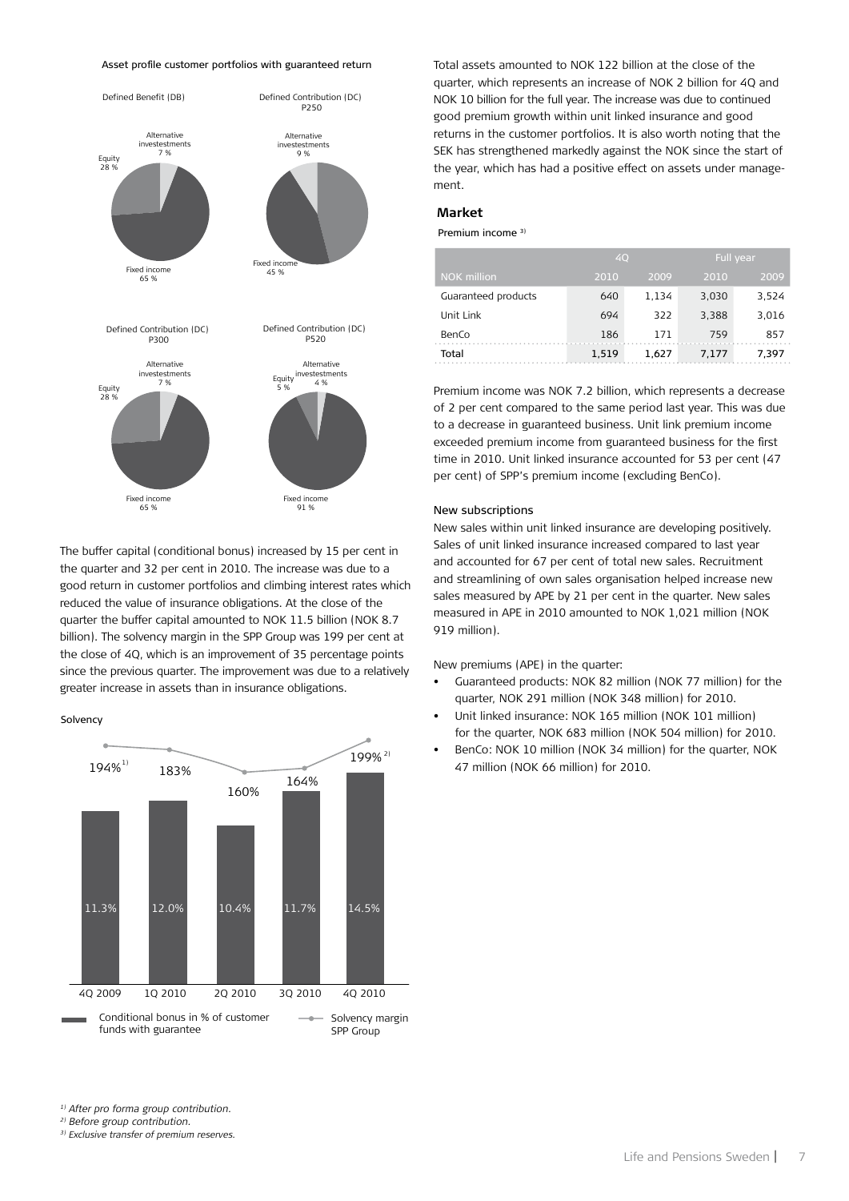Asset profile customer portfolios with guaranteed return

Defined Benefit (DB)

Alternative investestments 7 %
Equity 28 %
Fixed income 65 %

Defined Contribution (DC) P250

Alternative investestments 9 %
Fixed income 45 %

Defined Contribution (DC) P300

Alternative investestments 7 %
Equity 28 %
Fixed income 65 %

Defined Contribution (DC) P520

Alternative investestments 4 %
Equity 5 %
Fixed income 91 %

The buffer capital (conditional bonus) increased by 15 per cent in the quarter and 32 per cent in 2010. The increase was due to a good return in customer portfolios and climbing interest rates which reduced the value of insurance obligations. At the close of the quarter the buffer capital amounted to NOK 11.5 billion (NOK 8.7 billion). The solvency margin in the SPP Group was 199 per cent at the close of 4Q, which is an improvement of 35 percentage points since the previous quarter. The improvement was due to a relatively greater increase in assets than in insurance obligations.

Solvency

194%[1]
183%
160%
164%
199%[2]

11.3%
12.0%
10.4%
11.7%
14.5%

4Q 2009
1Q 2010
2Q 2010
3Q 2010
4Q 2010

Conditional bonus in % of customer funds with guarantee

Solvency margin SPP Group

Total assets amounted to NOK 122 billion at the close of the quarter, which represents an increase of NOK 2 billion for 4Q and NOK 10 billion for the full year. The increase was due to continued good premium growth within unit linked insurance and good returns in the customer portfolios. It is also worth noting that the SEK has strengthened markedly against the NOK since the start of the year, which has had a positive effect on assets under management.

## Market

Premium income [3]

| | 4Q | | Full year | |
|---|---|---|---|---|
| NOK million | 2010 | 2009 | 2010 | 2009 |
| Guaranteed products | 640 | 1,134 | 3,030 | 3,524 |
| Unit Link | 694 | 322 | 3,388 | 3,016 |
| BenCo | 186 | 171 | 759 | 857 |
| Total | 1,519 | 1,627 | 7,177 | 7,397 |

Premium income was NOK 7.2 billion, which represents a decrease of 2 per cent compared to the same period last year. This was due to a decrease in guaranteed business. Unit link premium income exceeded premium income from guaranteed business for the first time in 2010. Unit linked insurance accounted for 53 per cent (47 per cent) of SPP's premium income (excluding BenCo).

### New subscriptions

New sales within unit linked insurance are developing positively. Sales of unit linked insurance increased compared to last year and accounted for 67 per cent of total new sales. Recruitment and streamlining of own sales organisation helped increase new sales measured by APE by 21 per cent in the quarter. New sales measured in APE in 2010 amounted to NOK 1,021 million (NOK 919 million).

New premiums (APE) in the quarter:

- Guaranteed products: NOK 82 million (NOK 77 million) for the quarter, NOK 291 million (NOK 348 million) for 2010.
- Unit linked insurance: NOK 165 million (NOK 101 million) for the quarter, NOK 683 million (NOK 504 million) for 2010.
- BenCo: NOK 10 million (NOK 34 million) for the quarter, NOK 47 million (NOK 66 million) for 2010.

*[1] After pro forma group contribution.*
*[2] Before group contribution.*
*[3] Exclusive transfer of premium reserves.*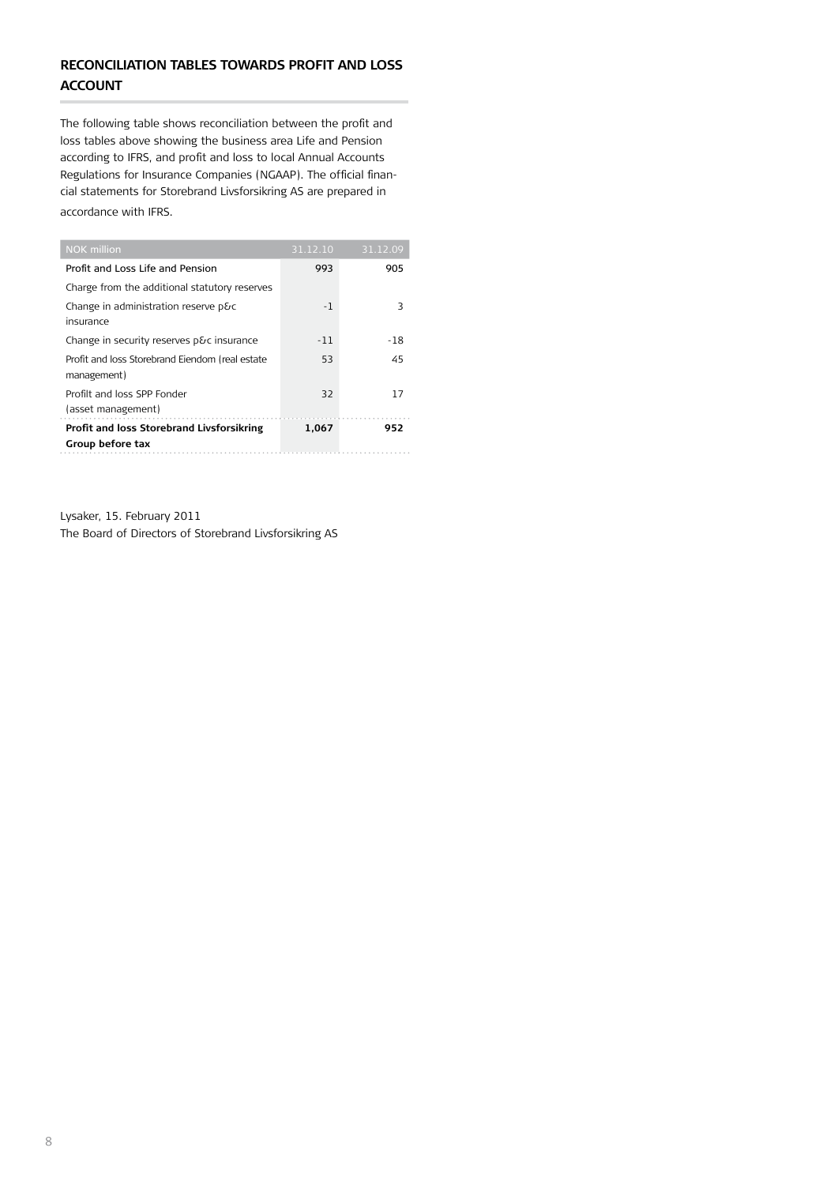## RECONCILIATION TABLES TOWARDS PROFIT AND LOSS ACCOUNT

The following table shows reconciliation between the profit and loss tables above showing the business area Life and Pension according to IFRS, and profit and loss to local Annual Accounts Regulations for Insurance Companies (NGAAP). The official financial statements for Storebrand Livsforsikring AS are prepared in accordance with IFRS.

| NOK million | 31.12.10 | 31.12.09 |
|---|---|---|
| Profit and Loss Life and Pension | 993 | 905 |
| Charge from the additional statutory reserves | | |
| Change in administration reserve p&c insurance | -1 | 3 |
| Change in security reserves p&c insurance | -11 | -18 |
| Profit and loss Storebrand Eiendom (real estate management) | 53 | 45 |
| Profilt and loss SPP Fonder (asset management) | 32 | 17 |
| **Profit and loss Storebrand Livsforsikring Group before tax** | **1,067** | **952** |

Lysaker, 15. February 2011
The Board of Directors of Storebrand Livsforsikring AS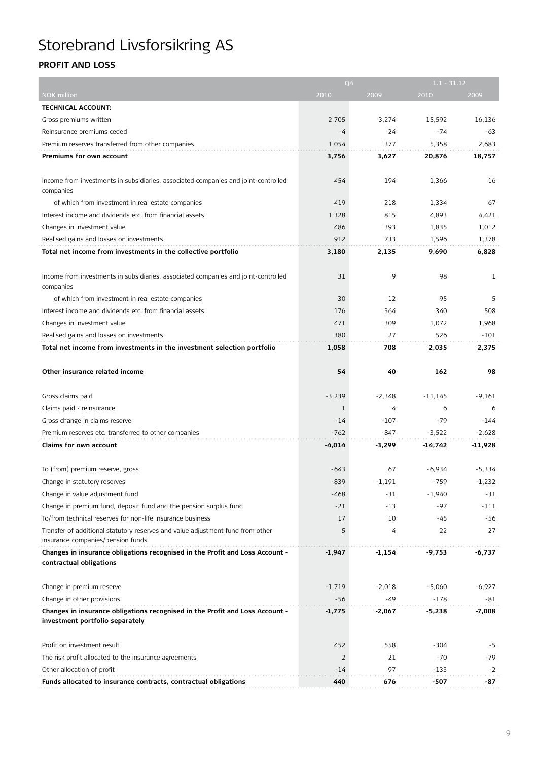# Storebrand Livsforsikring AS

## PROFIT AND LOSS

| | Q4 | | 1.1 - 31.12 | |
|---|---|---|---|---|
| NOK million | 2010 | 2009 | 2010 | 2009 |
| **TECHNICAL ACCOUNT:** | | | | |
| Gross premiums written | 2,705 | 3,274 | 15,592 | 16,136 |
| Reinsurance premiums ceded | -4 | -24 | -74 | -63 |
| Premium reserves transferred from other companies | 1,054 | 377 | 5,358 | 2,683 |
| **Premiums for own account** | **3,756** | **3,627** | **20,876** | **18,757** |
| | | | | |
| Income from investments in subsidiaries, associated companies and joint-controlled companies | 454 | 194 | 1,366 | 16 |
| of which from investment in real estate companies | 419 | 218 | 1,334 | 67 |
| Interest income and dividends etc. from financial assets | 1,328 | 815 | 4,893 | 4,421 |
| Changes in investment value | 486 | 393 | 1,835 | 1,012 |
| Realised gains and losses on investments | 912 | 733 | 1,596 | 1,378 |
| **Total net income from investments in the collective portfolio** | **3,180** | **2,135** | **9,690** | **6,828** |
| | | | | |
| Income from investments in subsidiaries, associated companies and joint-controlled companies | 31 | 9 | 98 | 1 |
| of which from investment in real estate companies | 30 | 12 | 95 | 5 |
| Interest income and dividends etc. from financial assets | 176 | 364 | 340 | 508 |
| Changes in investment value | 471 | 309 | 1,072 | 1,968 |
| Realised gains and losses on investments | 380 | 27 | 526 | -101 |
| **Total net income from investments in the investment selection portfolio** | **1,058** | **708** | **2,035** | **2,375** |
| | | | | |
| **Other insurance related income** | **54** | **40** | **162** | **98** |
| | | | | |
| Gross claims paid | -3,239 | -2,348 | -11,145 | -9,161 |
| Claims paid - reinsurance | 1 | 4 | 6 | 6 |
| Gross change in claims reserve | -14 | -107 | -79 | -144 |
| Premium reserves etc. transferred to other companies | -762 | -847 | -3,522 | -2,628 |
| **Claims for own account** | **-4,014** | **-3,299** | **-14,742** | **-11,928** |
| | | | | |
| To (from) premium reserve, gross | -643 | 67 | -6,934 | -5,334 |
| Change in statutory reserves | -839 | -1,191 | -759 | -1,232 |
| Change in value adjustment fund | -468 | -31 | -1,940 | -31 |
| Change in premium fund, deposit fund and the pension surplus fund | -21 | -13 | -97 | -111 |
| To/from technical reserves for non-life insurance business | 17 | 10 | -45 | -56 |
| Transfer of additional statutory reserves and value adjustment fund from other insurance companies/pension funds | 5 | 4 | 22 | 27 |
| **Changes in insurance obligations recognised in the Profit and Loss Account - contractual obligations** | **-1,947** | **-1,154** | **-9,753** | **-6,737** |
| | | | | |
| Change in premium reserve | -1,719 | -2,018 | -5,060 | -6,927 |
| Change in other provisions | -56 | -49 | -178 | -81 |
| **Changes in insurance obligations recognised in the Profit and Loss Account - investment portfolio separately** | **-1,775** | **-2,067** | **-5,238** | **-7,008** |
| | | | | |
| Profit on investment result | 452 | 558 | -304 | -5 |
| The risk profit allocated to the insurance agreements | 2 | 21 | -70 | -79 |
| Other allocation of profit | -14 | 97 | -133 | -2 |
| **Funds allocated to insurance contracts, contractual obligations** | **440** | **676** | **-507** | **-87** |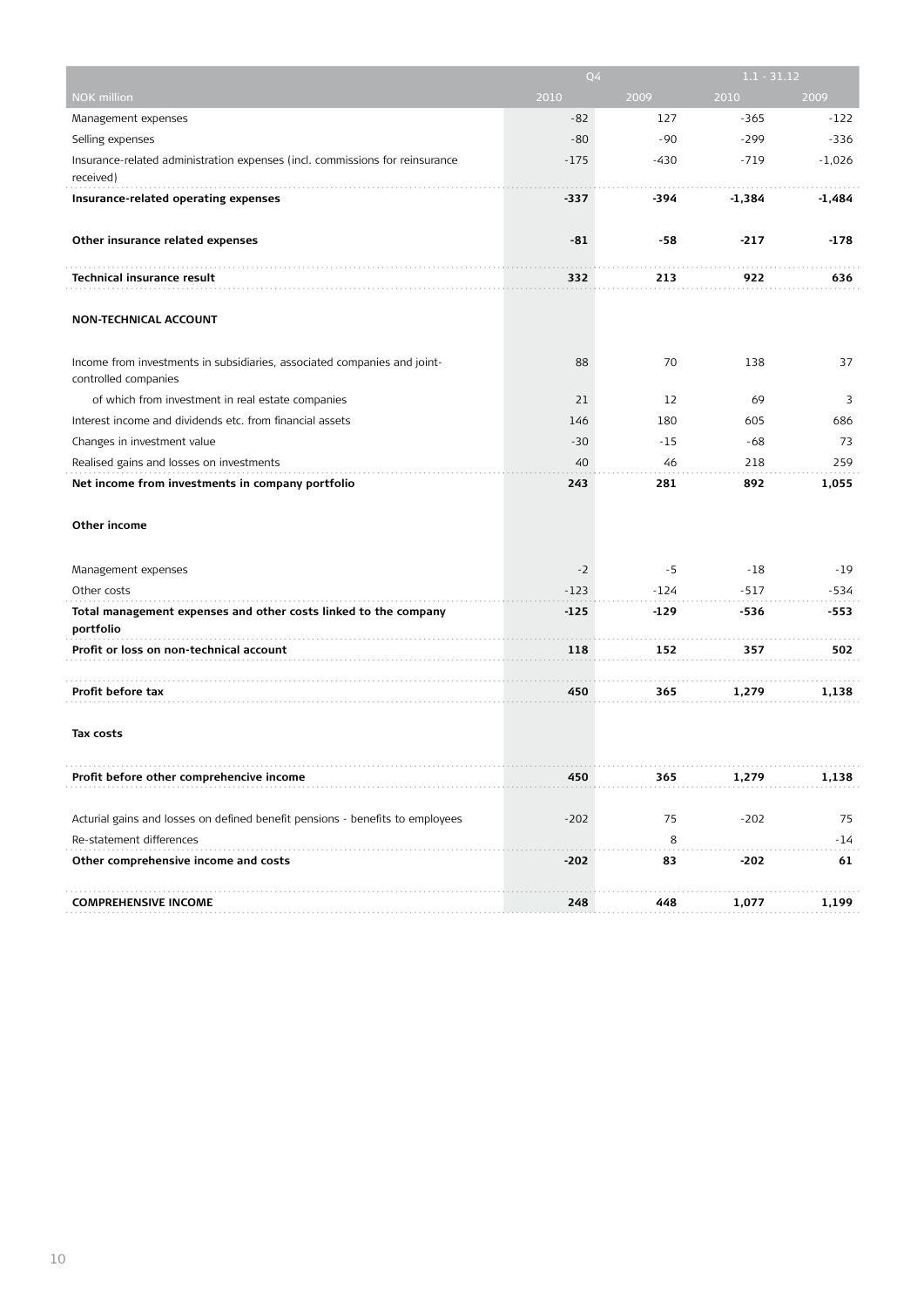| NOK million | Q4 2010 | Q4 2009 | 1.1 - 31.12 2010 | 1.1 - 31.12 2009 |
|---|---|---|---|---|
| Management expenses | -82 | 127 | -365 | -122 |
| Selling expenses | -80 | -90 | -299 | -336 |
| Insurance-related administration expenses (incl. commissions for reinsurance received) | -175 | -430 | -719 | -1,026 |
| **Insurance-related operating expenses** | **-337** | **-394** | **-1,384** | **-1,484** |
| **Other insurance related expenses** | **-81** | **-58** | **-217** | **-178** |
| **Technical insurance result** | **332** | **213** | **922** | **636** |
| **NON-TECHNICAL ACCOUNT** | | | | |
| Income from investments in subsidiaries, associated companies and joint-controlled companies | 88 | 70 | 138 | 37 |
| of which from investment in real estate companies | 21 | 12 | 69 | 3 |
| Interest income and dividends etc. from financial assets | 146 | 180 | 605 | 686 |
| Changes in investment value | -30 | -15 | -68 | 73 |
| Realised gains and losses on investments | 40 | 46 | 218 | 259 |
| **Net income from investments in company portfolio** | **243** | **281** | **892** | **1,055** |
| **Other income** | | | | |
| Management expenses | -2 | -5 | -18 | -19 |
| Other costs | -123 | -124 | -517 | -534 |
| **Total management expenses and other costs linked to the company portfolio** | **-125** | **-129** | **-536** | **-553** |
| **Profit or loss on non-technical account** | **118** | **152** | **357** | **502** |
| **Profit before tax** | **450** | **365** | **1,279** | **1,138** |
| **Tax costs** | | | | |
| **Profit before other comprehensive income** | **450** | **365** | **1,279** | **1,138** |
| Acturial gains and losses on defined benefit pensions - benefits to employees | -202 | 75 | -202 | 75 |
| Re-statement differences | | 8 | | -14 |
| **Other comprehensive income and costs** | **-202** | **83** | **-202** | **61** |
| **COMPREHENSIVE INCOME** | **248** | **448** | **1,077** | **1,199** |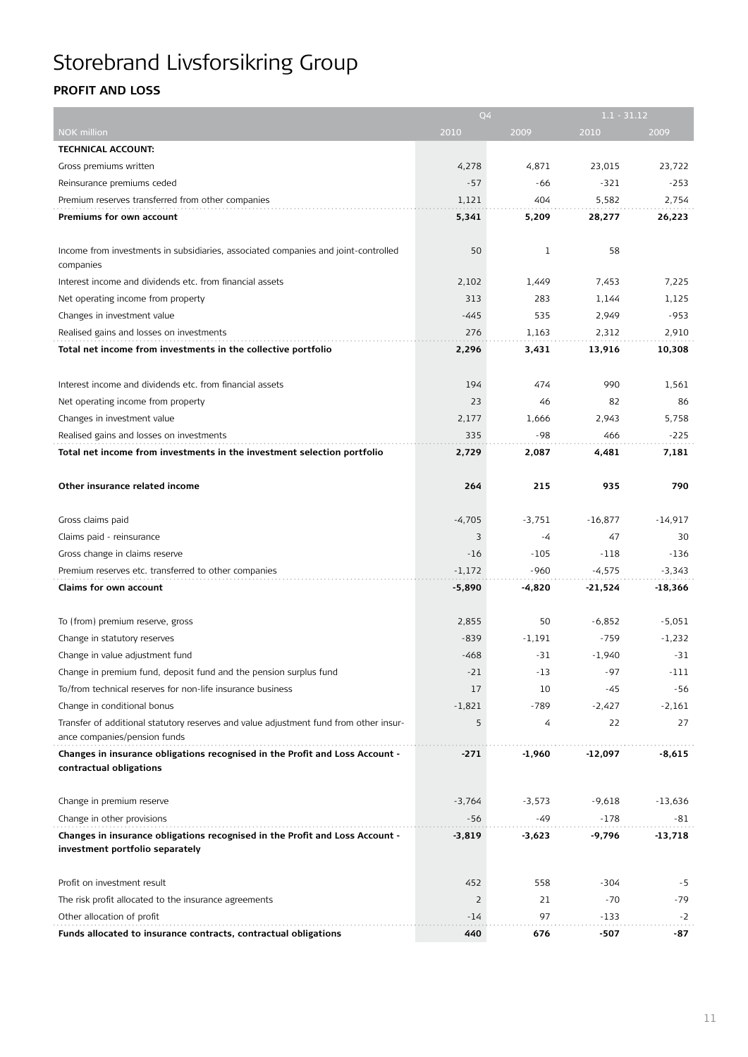# Storebrand Livsforsikring Group

## PROFIT AND LOSS

| | Q4 | | 1.1 - 31.12 | |
|---|---|---|---|---|
| NOK million | 2010 | 2009 | 2010 | 2009 |
| **TECHNICAL ACCOUNT:** | | | | |
| Gross premiums written | 4,278 | 4,871 | 23,015 | 23,722 |
| Reinsurance premiums ceded | -57 | -66 | -321 | -253 |
| Premium reserves transferred from other companies | 1,121 | 404 | 5,582 | 2,754 |
| **Premiums for own account** | **5,341** | **5,209** | **28,277** | **26,223** |
| | | | | |
| Income from investments in subsidiaries, associated companies and joint-controlled companies | 50 | 1 | 58 | |
| Interest income and dividends etc. from financial assets | 2,102 | 1,449 | 7,453 | 7,225 |
| Net operating income from property | 313 | 283 | 1,144 | 1,125 |
| Changes in investment value | -445 | 535 | 2,949 | -953 |
| Realised gains and losses on investments | 276 | 1,163 | 2,312 | 2,910 |
| **Total net income from investments in the collective portfolio** | **2,296** | **3,431** | **13,916** | **10,308** |
| | | | | |
| Interest income and dividends etc. from financial assets | 194 | 474 | 990 | 1,561 |
| Net operating income from property | 23 | 46 | 82 | 86 |
| Changes in investment value | 2,177 | 1,666 | 2,943 | 5,758 |
| Realised gains and losses on investments | 335 | -98 | 466 | -225 |
| **Total net income from investments in the investment selection portfolio** | **2,729** | **2,087** | **4,481** | **7,181** |
| | | | | |
| **Other insurance related income** | **264** | **215** | **935** | **790** |
| | | | | |
| Gross claims paid | -4,705 | -3,751 | -16,877 | -14,917 |
| Claims paid - reinsurance | 3 | -4 | 47 | 30 |
| Gross change in claims reserve | -16 | -105 | -118 | -136 |
| Premium reserves etc. transferred to other companies | -1,172 | -960 | -4,575 | -3,343 |
| **Claims for own account** | **-5,890** | **-4,820** | **-21,524** | **-18,366** |
| | | | | |
| To (from) premium reserve, gross | 2,855 | 50 | -6,852 | -5,051 |
| Change in statutory reserves | -839 | -1,191 | -759 | -1,232 |
| Change in value adjustment fund | -468 | -31 | -1,940 | -31 |
| Change in premium fund, deposit fund and the pension surplus fund | -21 | -13 | -97 | -111 |
| To/from technical reserves for non-life insurance business | 17 | 10 | -45 | -56 |
| Change in conditional bonus | -1,821 | -789 | -2,427 | -2,161 |
| Transfer of additional statutory reserves and value adjustment fund from other insurance companies/pension funds | 5 | 4 | 22 | 27 |
| **Changes in insurance obligations recognised in the Profit and Loss Account - contractual obligations** | **-271** | **-1,960** | **-12,097** | **-8,615** |
| | | | | |
| Change in premium reserve | -3,764 | -3,573 | -9,618 | -13,636 |
| Change in other provisions | -56 | -49 | -178 | -81 |
| **Changes in insurance obligations recognised in the Profit and Loss Account - investment portfolio separately** | **-3,819** | **-3,623** | **-9,796** | **-13,718** |
| | | | | |
| Profit on investment result | 452 | 558 | -304 | -5 |
| The risk profit allocated to the insurance agreements | 2 | 21 | -70 | -79 |
| Other allocation of profit | -14 | 97 | -133 | -2 |
| **Funds allocated to insurance contracts, contractual obligations** | **440** | **676** | **-507** | **-87** |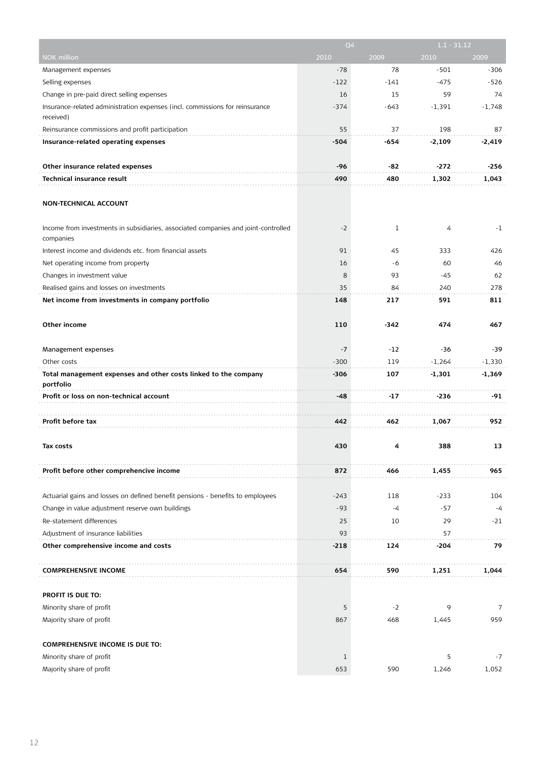| | Q4 | | 1.1 - 31.12 | |
|---|---|---|---|---|
| NOK million | 2010 | 2009 | 2010 | 2009 |
| Management expenses | -78 | 78 | -501 | -306 |
| Selling expenses | -122 | -141 | -475 | -526 |
| Change in pre-paid direct selling expenses | 16 | 15 | 59 | 74 |
| Insurance-related administration expenses (incl. commissions for reinsurance received) | -374 | -643 | -1,391 | -1,748 |
| Reinsurance commissions and profit participation | 55 | 37 | 198 | 87 |
| **Insurance-related operating expenses** | **-504** | **-654** | **-2,109** | **-2,419** |
| **Other insurance related expenses** | **-96** | **-82** | **-272** | **-256** |
| **Technical insurance result** | **490** | **480** | **1,302** | **1,043** |
| **NON-TECHNICAL ACCOUNT** | | | | |
| Income from investments in subsidiaries, associated companies and joint-controlled companies | -2 | 1 | 4 | -1 |
| Interest income and dividends etc. from financial assets | 91 | 45 | 333 | 426 |
| Net operating income from property | 16 | -6 | 60 | 46 |
| Changes in investment value | 8 | 93 | -45 | 62 |
| Realised gains and losses on investments | 35 | 84 | 240 | 278 |
| **Net income from investments in company portfolio** | **148** | **217** | **591** | **811** |
| **Other income** | **110** | **-342** | **474** | **467** |
| Management expenses | -7 | -12 | -36 | -39 |
| Other costs | -300 | 119 | -1,264 | -1,330 |
| **Total management expenses and other costs linked to the company portfolio** | **-306** | **107** | **-1,301** | **-1,369** |
| **Profit or loss on non-technical account** | **-48** | **-17** | **-236** | **-91** |
| **Profit before tax** | **442** | **462** | **1,067** | **952** |
| **Tax costs** | **430** | **4** | **388** | **13** |
| **Profit before other comprehensive income** | **872** | **466** | **1,455** | **965** |
| Actuarial gains and losses on defined benefit pensions - benefits to employees | -243 | 118 | -233 | 104 |
| Change in value adjustment reserve own buildings | -93 | -4 | -57 | -4 |
| Re-statement differences | 25 | 10 | 29 | -21 |
| Adjustment of insurance liabilities | 93 | | 57 | |
| **Other comprehensive income and costs** | **-218** | **124** | **-204** | **79** |
| **COMPREHENSIVE INCOME** | **654** | **590** | **1,251** | **1,044** |
| **PROFIT IS DUE TO:** | | | | |
| Minority share of profit | 5 | -2 | 9 | 7 |
| Majority share of profit | 867 | 468 | 1,445 | 959 |
| **COMPREHENSIVE INCOME IS DUE TO:** | | | | |
| Minority share of profit | 1 | | 5 | -7 |
| Majority share of profit | 653 | 590 | 1,246 | 1,052 |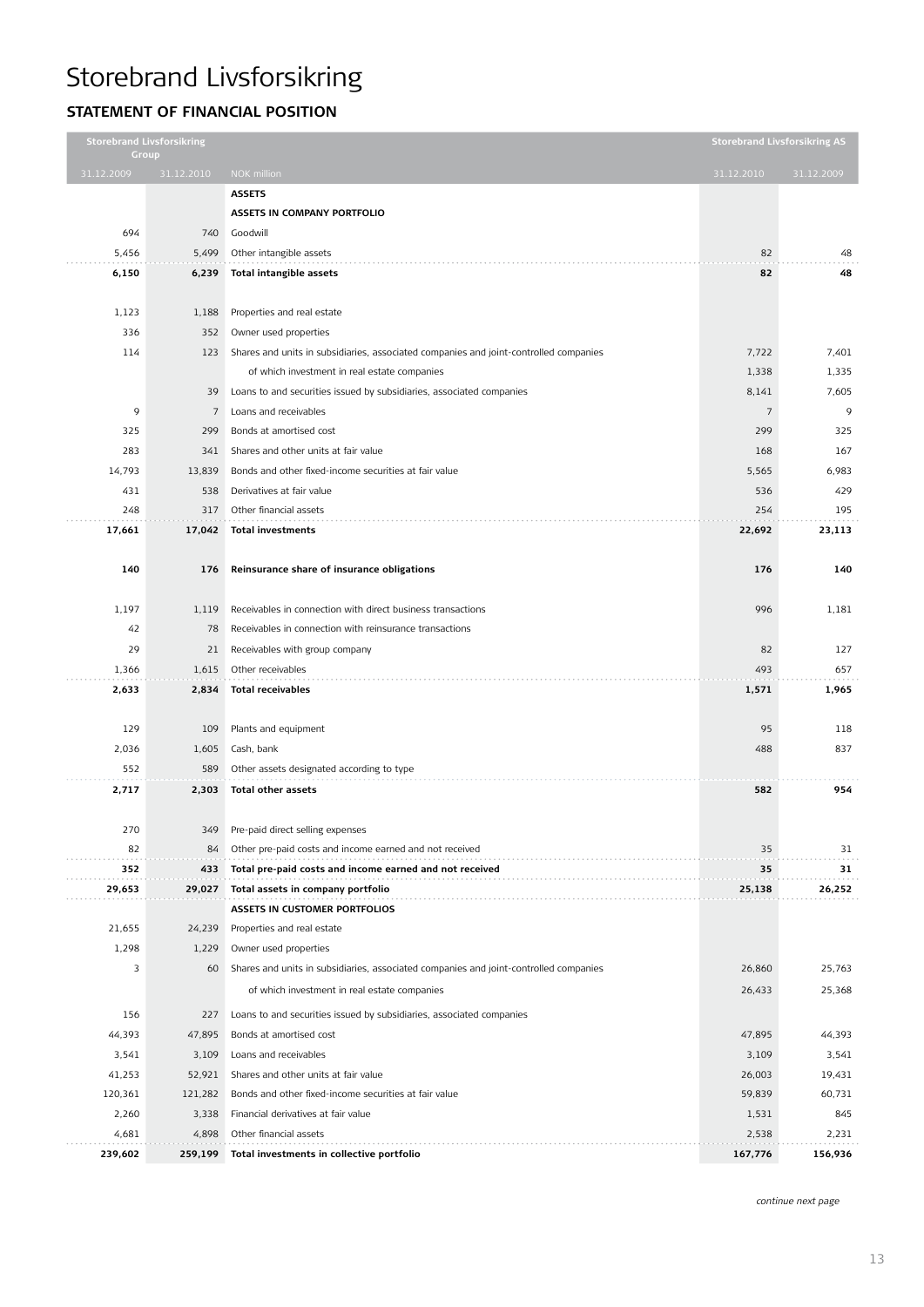# Storebrand Livsforsikring

## STATEMENT OF FINANCIAL POSITION

| Storebrand Livsforsikring Group | | | Storebrand Livsforsikring AS | |
|---|---|---|---|---|
| 31.12.2009 | 31.12.2010 | NOK million | 31.12.2010 | 31.12.2009 |
| | | **ASSETS** | | |
| | | **ASSETS IN COMPANY PORTFOLIO** | | |
| 694 | 740 | Goodwill | | |
| 5,456 | 5,499 | Other intangible assets | 82 | 48 |
| **6,150** | **6,239** | **Total intangible assets** | **82** | **48** |
| | | | | |
| 1,123 | 1,188 | Properties and real estate | | |
| 336 | 352 | Owner used properties | | |
| 114 | 123 | Shares and units in subsidiaries, associated companies and joint-controlled companies | 7,722 | 7,401 |
| | | of which investment in real estate companies | 1,338 | 1,335 |
| | 39 | Loans to and securities issued by subsidiaries, associated companies | 8,141 | 7,605 |
| 9 | 7 | Loans and receivables | 7 | 9 |
| 325 | 299 | Bonds at amortised cost | 299 | 325 |
| 283 | 341 | Shares and other units at fair value | 168 | 167 |
| 14,793 | 13,839 | Bonds and other fixed-income securities at fair value | 5,565 | 6,983 |
| 431 | 538 | Derivatives at fair value | 536 | 429 |
| 248 | 317 | Other financial assets | 254 | 195 |
| **17,661** | **17,042** | **Total investments** | **22,692** | **23,113** |
| | | | | |
| **140** | **176** | **Reinsurance share of insurance obligations** | **176** | **140** |
| | | | | |
| 1,197 | 1,119 | Receivables in connection with direct business transactions | 996 | 1,181 |
| 42 | 78 | Receivables in connection with reinsurance transactions | | |
| 29 | 21 | Receivables with group company | 82 | 127 |
| 1,366 | 1,615 | Other receivables | 493 | 657 |
| **2,633** | **2,834** | **Total receivables** | **1,571** | **1,965** |
| | | | | |
| 129 | 109 | Plants and equipment | 95 | 118 |
| 2,036 | 1,605 | Cash, bank | 488 | 837 |
| 552 | 589 | Other assets designated according to type | | |
| **2,717** | **2,303** | **Total other assets** | **582** | **954** |
| | | | | |
| 270 | 349 | Pre-paid direct selling expenses | | |
| 82 | 84 | Other pre-paid costs and income earned and not received | 35 | 31 |
| **352** | **433** | **Total pre-paid costs and income earned and not received** | **35** | **31** |
| **29,653** | **29,027** | **Total assets in company portfolio** | **25,138** | **26,252** |
| | | **ASSETS IN CUSTOMER PORTFOLIOS** | | |
| 21,655 | 24,239 | Properties and real estate | | |
| 1,298 | 1,229 | Owner used properties | | |
| 3 | 60 | Shares and units in subsidiaries, associated companies and joint-controlled companies | 26,860 | 25,763 |
| | | of which investment in real estate companies | 26,433 | 25,368 |
| 156 | 227 | Loans to and securities issued by subsidiaries, associated companies | | |
| 44,393 | 47,895 | Bonds at amortised cost | 47,895 | 44,393 |
| 3,541 | 3,109 | Loans and receivables | 3,109 | 3,541 |
| 41,253 | 52,921 | Shares and other units at fair value | 26,003 | 19,431 |
| 120,361 | 121,282 | Bonds and other fixed-income securities at fair value | 59,839 | 60,731 |
| 2,260 | 3,338 | Financial derivatives at fair value | 1,531 | 845 |
| 4,681 | 4,898 | Other financial assets | 2,538 | 2,231 |
| **239,602** | **259,199** | **Total investments in collective portfolio** | **167,776** | **156,936** |

*continue next page*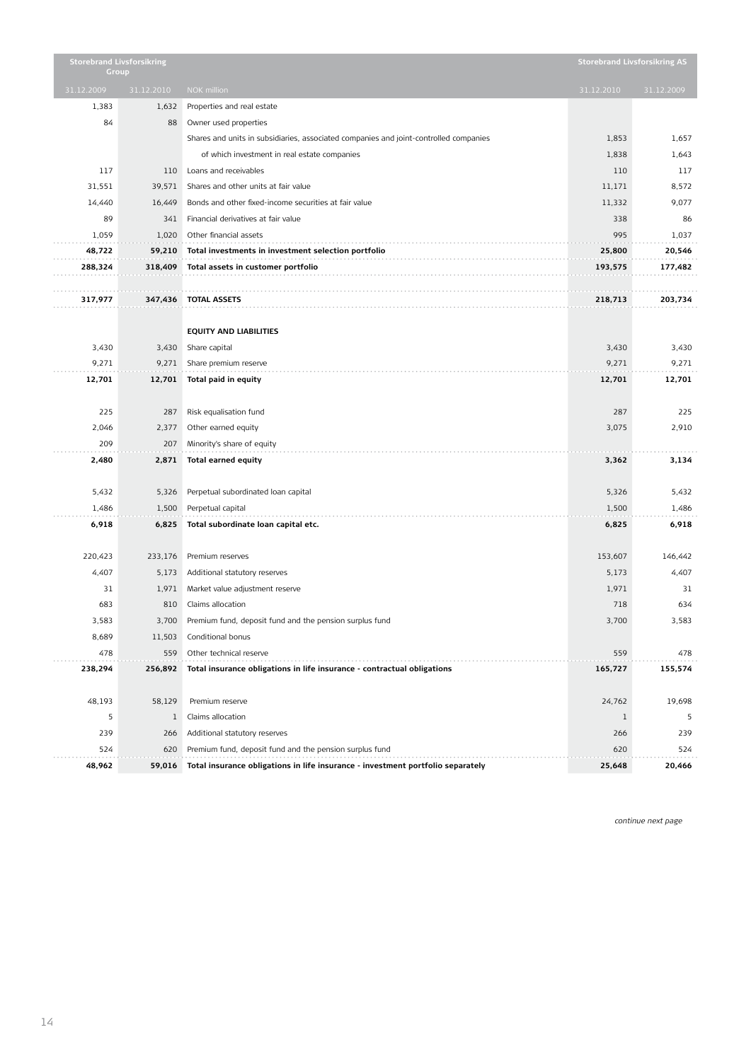| Storebrand Livsforsikring Group | | | Storebrand Livsforsikring AS | |
|---|---|---|---|---|
| 31.12.2009 | 31.12.2010 | NOK million | 31.12.2010 | 31.12.2009 |
| 1,383 | 1,632 | Properties and real estate | | |
| 84 | 88 | Owner used properties | | |
| | | Shares and units in subsidiaries, associated companies and joint-controlled companies | 1,853 | 1,657 |
| | | of which investment in real estate companies | 1,838 | 1,643 |
| 117 | 110 | Loans and receivables | 110 | 117 |
| 31,551 | 39,571 | Shares and other units at fair value | 11,171 | 8,572 |
| 14,440 | 16,449 | Bonds and other fixed-income securities at fair value | 11,332 | 9,077 |
| 89 | 341 | Financial derivatives at fair value | 338 | 86 |
| 1,059 | 1,020 | Other financial assets | 995 | 1,037 |
| **48,722** | **59,210** | **Total investments in investment selection portfolio** | **25,800** | **20,546** |
| **288,324** | **318,409** | **Total assets in customer portfolio** | **193,575** | **177,482** |
| | | | | |
| **317,977** | **347,436** | **TOTAL ASSETS** | **218,713** | **203,734** |
| | | | | |
| | | **EQUITY AND LIABILITIES** | | |
| 3,430 | 3,430 | Share capital | 3,430 | 3,430 |
| 9,271 | 9,271 | Share premium reserve | 9,271 | 9,271 |
| **12,701** | **12,701** | **Total paid in equity** | **12,701** | **12,701** |
| | | | | |
| 225 | 287 | Risk equalisation fund | 287 | 225 |
| 2,046 | 2,377 | Other earned equity | 3,075 | 2,910 |
| 209 | 207 | Minority's share of equity | | |
| **2,480** | **2,871** | **Total earned equity** | **3,362** | **3,134** |
| | | | | |
| 5,432 | 5,326 | Perpetual subordinated loan capital | 5,326 | 5,432 |
| 1,486 | 1,500 | Perpetual capital | 1,500 | 1,486 |
| **6,918** | **6,825** | **Total subordinate loan capital etc.** | **6,825** | **6,918** |
| | | | | |
| 220,423 | 233,176 | Premium reserves | 153,607 | 146,442 |
| 4,407 | 5,173 | Additional statutory reserves | 5,173 | 4,407 |
| 31 | 1,971 | Market value adjustment reserve | 1,971 | 31 |
| 683 | 810 | Claims allocation | 718 | 634 |
| 3,583 | 3,700 | Premium fund, deposit fund and the pension surplus fund | 3,700 | 3,583 |
| 8,689 | 11,503 | Conditional bonus | | |
| 478 | 559 | Other technical reserve | 559 | 478 |
| **238,294** | **256,892** | **Total insurance obligations in life insurance - contractual obligations** | **165,727** | **155,574** |
| | | | | |
| 48,193 | 58,129 | Premium reserve | 24,762 | 19,698 |
| 5 | 1 | Claims allocation | 1 | 5 |
| 239 | 266 | Additional statutory reserves | 266 | 239 |
| 524 | 620 | Premium fund, deposit fund and the pension surplus fund | 620 | 524 |
| **48,962** | **59,016** | **Total insurance obligations in life insurance - investment portfolio separately** | **25,648** | **20,466** |

*continue next page*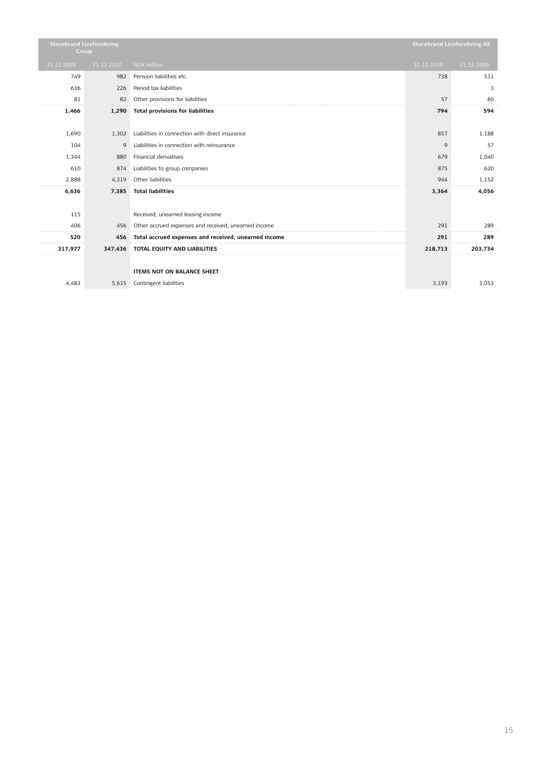| Storebrand Livsforsikring Group | | | Storebrand Livsforsikring AS | |
|---|---|---|---|---|
| 31.12.2009 | 31.12.2010 | NOK million | 31.12.2010 | 31.12.2009 |
| 749 | 982 | Pension liabilities etc. | 738 | 531 |
| 636 | 226 | Period tax liabilities | | 3 |
| 81 | 82 | Other provisions for liabilities | 57 | 60 |
| **1,466** | **1,290** | **Total provisions for liabilities** | **794** | **594** |
| | | | | |
| 1,690 | 1,302 | Liabilities in connection with direct insurance | 857 | 1,188 |
| 104 | 9 | Liabilities in connection with reinsurance | 9 | 57 |
| 1,344 | 880 | Financial derivatives | 679 | 1,040 |
| 610 | 874 | Liabilities to group companies | 875 | 620 |
| 2,888 | 4,319 | Other liabilities | 944 | 1,152 |
| **6,636** | **7,385** | **Total liabilities** | **3,364** | **4,056** |
| | | | | |
| 115 | | Received, unearned leasing income | | |
| 406 | 456 | Other accrued expenses and received, unearned income | 291 | 289 |
| **520** | **456** | **Total accrued expenses and received, unearned income** | **291** | **289** |
| **317,977** | **347,436** | **TOTAL EQUITY AND LIABILITIES** | **218,713** | **203,734** |
| | | | | |
| | | **ITEMS NOT ON BALANCE SHEET** | | |
| 4,483 | 5,635 | Contingent liabilities | 3,193 | 3,053 |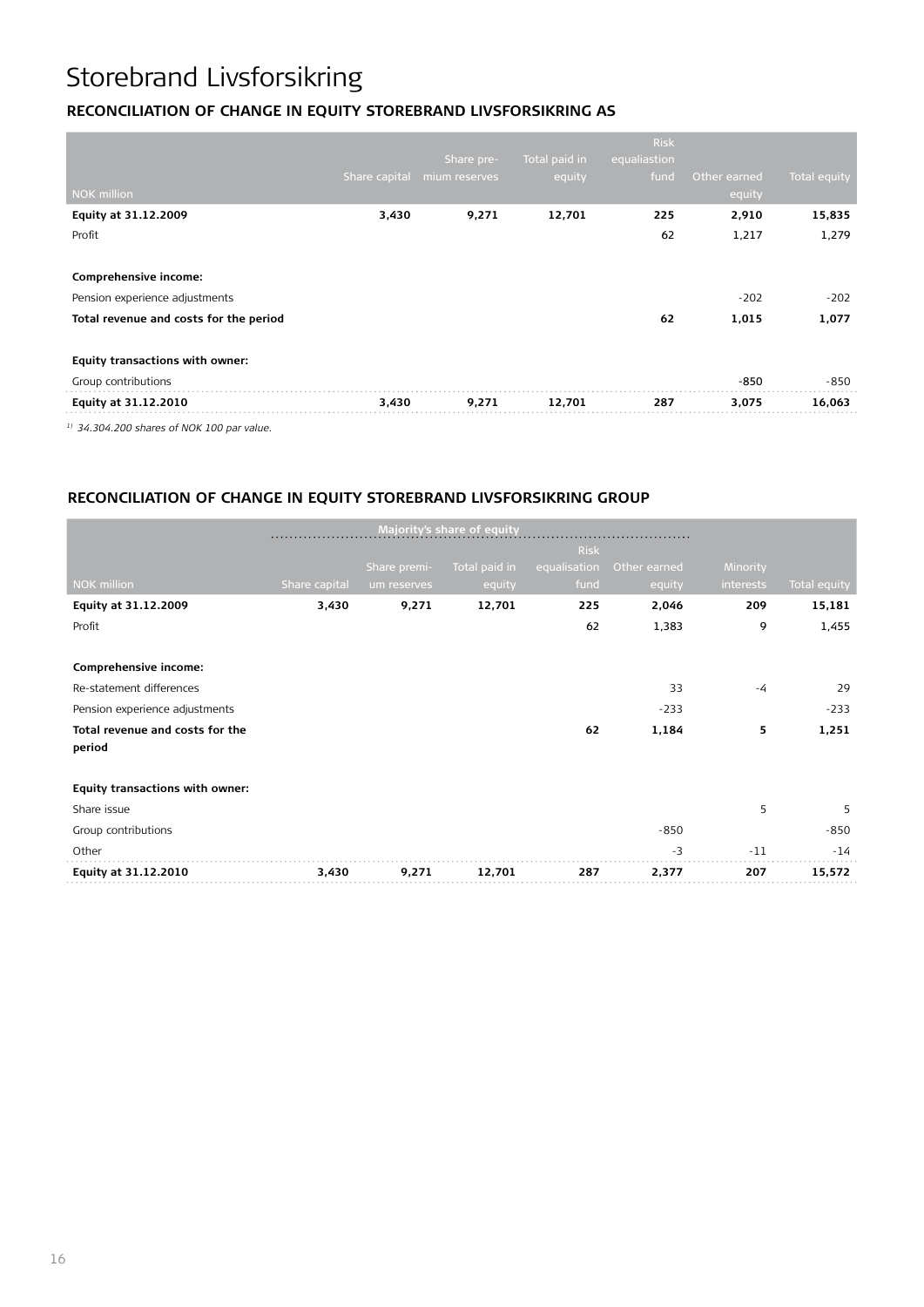# Storebrand Livsforsikring

## RECONCILIATION OF CHANGE IN EQUITY STOREBRAND LIVSFORSIKRING AS

| NOK million | Share capital | Share premium reserves | Total paid in equity | Risk equaliastion fund | Other earned equity | Total equity |
|---|---|---|---|---|---|---|
| **Equity at 31.12.2009** | **3,430** | **9,271** | **12,701** | **225** | **2,910** | **15,835** |
| Profit | | | | 62 | 1,217 | 1,279 |
| | | | | | | |
| **Comprehensive income:** | | | | | | |
| Pension experience adjustments | | | | | -202 | -202 |
| **Total revenue and costs for the period** | | | | **62** | **1,015** | **1,077** |
| | | | | | | |
| **Equity transactions with owner:** | | | | | | |
| Group contributions | | | | | -850 | -850 |
| **Equity at 31.12.2010** | **3,430** | **9,271** | **12,701** | **287** | **3,075** | **16,063** |

*[1] 34.304.200 shares of NOK 100 par value.*

## RECONCILIATION OF CHANGE IN EQUITY STOREBRAND LIVSFORSIKRING GROUP

| | Majority's share of equity | | | | | | |
|---|---|---|---|---|---|---|---|
| NOK million | Share capital | Share premium reserves | Total paid in equity | Risk equalisation fund | Other earned equity | Minority interests | Total equity |
| **Equity at 31.12.2009** | **3,430** | **9,271** | **12,701** | **225** | **2,046** | **209** | **15,181** |
| Profit | | | | 62 | 1,383 | 9 | 1,455 |
| | | | | | | | |
| **Comprehensive income:** | | | | | | | |
| Re-statement differences | | | | | 33 | -4 | 29 |
| Pension experience adjustments | | | | | -233 | | -233 |
| **Total revenue and costs for the period** | | | | **62** | **1,184** | **5** | **1,251** |
| | | | | | | | |
| **Equity transactions with owner:** | | | | | | | |
| Share issue | | | | | | 5 | 5 |
| Group contributions | | | | | -850 | | -850 |
| Other | | | | | -3 | -11 | -14 |
| **Equity at 31.12.2010** | **3,430** | **9,271** | **12,701** | **287** | **2,377** | **207** | **15,572** |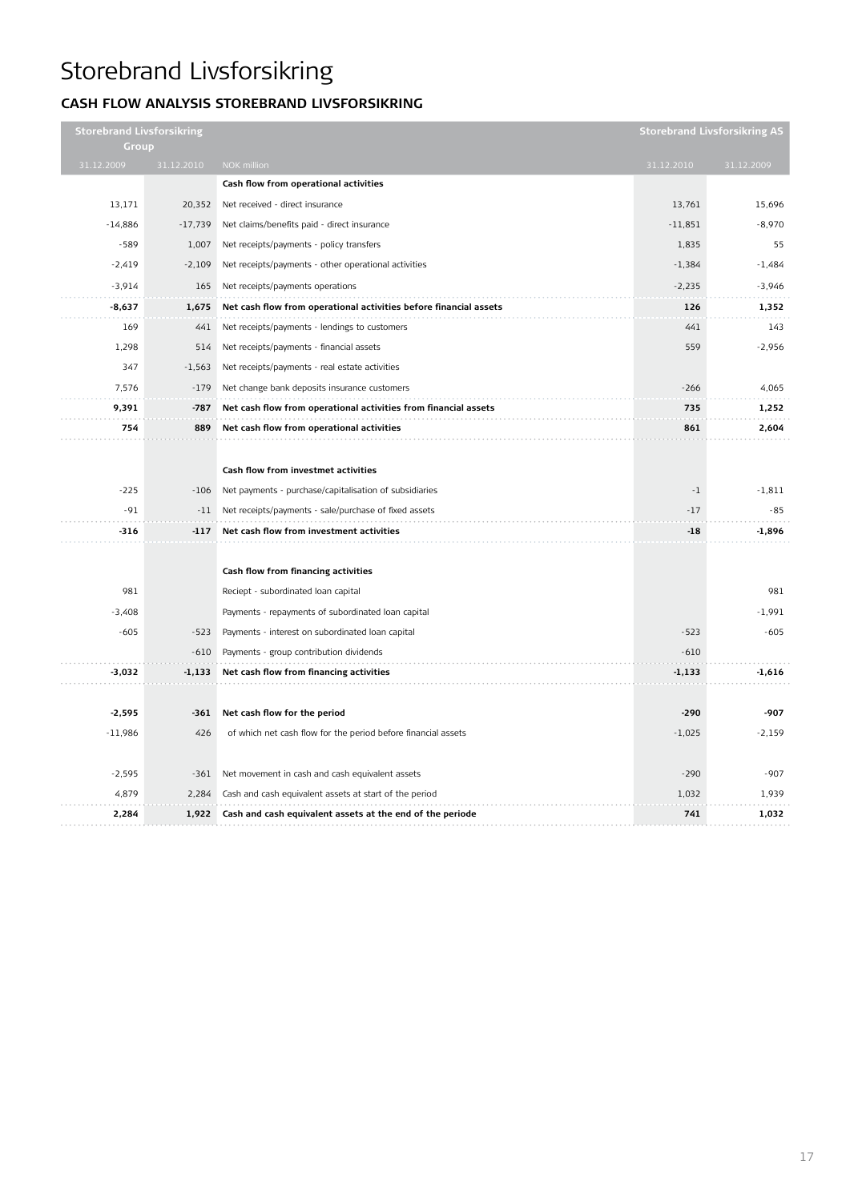# Storebrand Livsforsikring

## CASH FLOW ANALYSIS STOREBRAND LIVSFORSIKRING

| Storebrand Livsforsikring Group | | | Storebrand Livsforsikring AS | |
|---|---|---|---|---|
| 31.12.2009 | 31.12.2010 | NOK million | 31.12.2010 | 31.12.2009 |
| | | **Cash flow from operational activities** | | |
| 13,171 | 20,352 | Net received - direct insurance | 13,761 | 15,696 |
| -14,886 | -17,739 | Net claims/benefits paid - direct insurance | -11,851 | -8,970 |
| -589 | 1,007 | Net receipts/payments - policy transfers | 1,835 | 55 |
| -2,419 | -2,109 | Net receipts/payments - other operational activities | -1,384 | -1,484 |
| -3,914 | 165 | Net receipts/payments operations | -2,235 | -3,946 |
| **-8,637** | **1,675** | **Net cash flow from operational activities before financial assets** | **126** | **1,352** |
| 169 | 441 | Net receipts/payments - lendings to customers | 441 | 143 |
| 1,298 | 514 | Net receipts/payments - financial assets | 559 | -2,956 |
| 347 | -1,563 | Net receipts/payments - real estate activities | | |
| 7,576 | -179 | Net change bank deposits insurance customers | -266 | 4,065 |
| **9,391** | **-787** | **Net cash flow from operational activities from financial assets** | **735** | **1,252** |
| **754** | **889** | **Net cash flow from operational activities** | **861** | **2,604** |
| | | | | |
| | | **Cash flow from investmet activities** | | |
| -225 | -106 | Net payments - purchase/capitalisation of subsidiaries | -1 | -1,811 |
| -91 | -11 | Net receipts/payments - sale/purchase of fixed assets | -17 | -85 |
| **-316** | **-117** | **Net cash flow from investment activities** | **-18** | **-1,896** |
| | | | | |
| | | **Cash flow from financing activities** | | |
| 981 | | Reciept - subordinated loan capital | | 981 |
| -3,408 | | Payments - repayments of subordinated loan capital | | -1,991 |
| -605 | -523 | Payments - interest on subordinated loan capital | -523 | -605 |
| | -610 | Payments - group contribution dividends | -610 | |
| **-3,032** | **-1,133** | **Net cash flow from financing activities** | **-1,133** | **-1,616** |
| | | | | |
| **-2,595** | **-361** | **Net cash flow for the period** | **-290** | **-907** |
| -11,986 | 426 | of which net cash flow for the period before financial assets | -1,025 | -2,159 |
| | | | | |
| -2,595 | -361 | Net movement in cash and cash equivalent assets | -290 | -907 |
| 4,879 | 2,284 | Cash and cash equivalent assets at start of the period | 1,032 | 1,939 |
| **2,284** | **1,922** | **Cash and cash equivalent assets at the end of the periode** | **741** | **1,032** |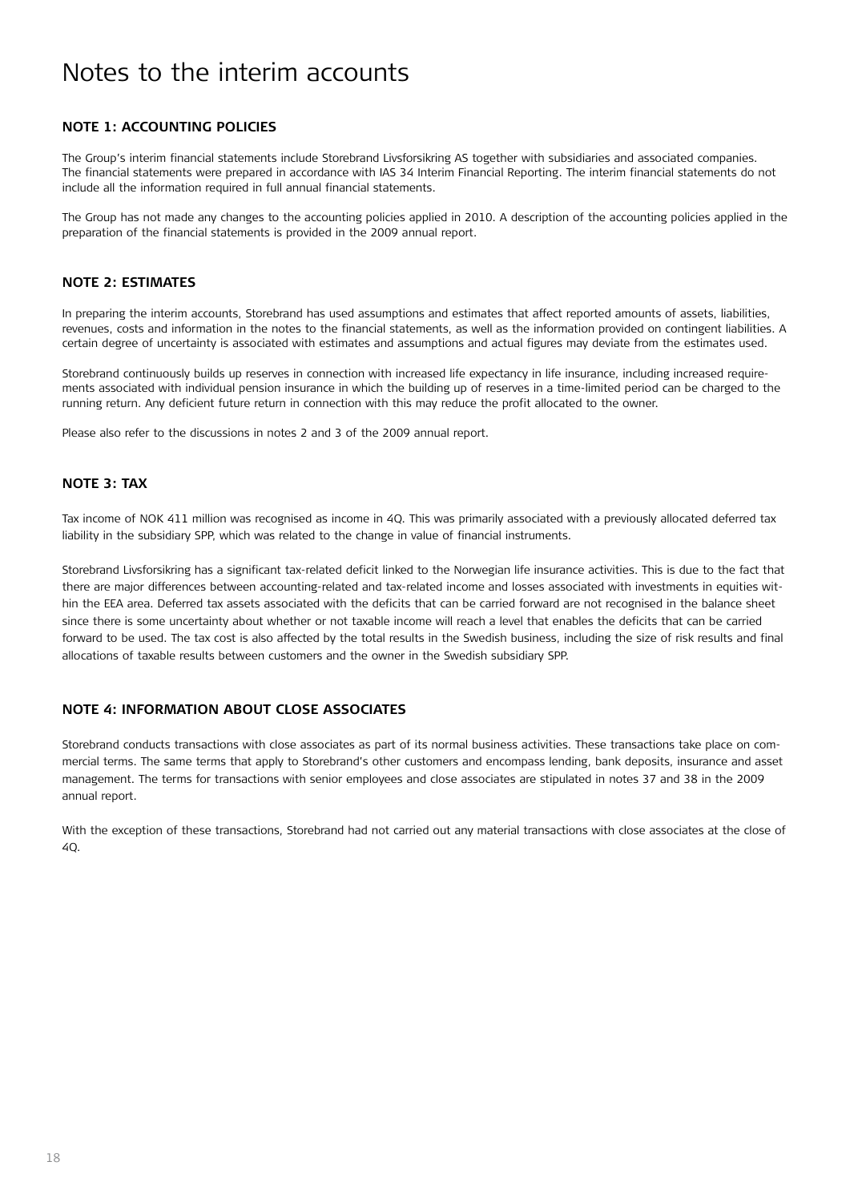# Notes to the interim accounts

## NOTE 1: ACCOUNTING POLICIES

The Group's interim financial statements include Storebrand Livsforsikring AS together with subsidiaries and associated companies. The financial statements were prepared in accordance with IAS 34 Interim Financial Reporting. The interim financial statements do not include all the information required in full annual financial statements.

The Group has not made any changes to the accounting policies applied in 2010. A description of the accounting policies applied in the preparation of the financial statements is provided in the 2009 annual report.

## NOTE 2: ESTIMATES

In preparing the interim accounts, Storebrand has used assumptions and estimates that affect reported amounts of assets, liabilities, revenues, costs and information in the notes to the financial statements, as well as the information provided on contingent liabilities. A certain degree of uncertainty is associated with estimates and assumptions and actual figures may deviate from the estimates used.

Storebrand continuously builds up reserves in connection with increased life expectancy in life insurance, including increased requirements associated with individual pension insurance in which the building up of reserves in a time-limited period can be charged to the running return. Any deficient future return in connection with this may reduce the profit allocated to the owner.

Please also refer to the discussions in notes 2 and 3 of the 2009 annual report.

## NOTE 3: TAX

Tax income of NOK 411 million was recognised as income in 4Q. This was primarily associated with a previously allocated deferred tax liability in the subsidiary SPP, which was related to the change in value of financial instruments.

Storebrand Livsforsikring has a significant tax-related deficit linked to the Norwegian life insurance activities. This is due to the fact that there are major differences between accounting-related and tax-related income and losses associated with investments in equities within the EEA area. Deferred tax assets associated with the deficits that can be carried forward are not recognised in the balance sheet since there is some uncertainty about whether or not taxable income will reach a level that enables the deficits that can be carried forward to be used. The tax cost is also affected by the total results in the Swedish business, including the size of risk results and final allocations of taxable results between customers and the owner in the Swedish subsidiary SPP.

## NOTE 4: INFORMATION ABOUT CLOSE ASSOCIATES

Storebrand conducts transactions with close associates as part of its normal business activities. These transactions take place on commercial terms. The same terms that apply to Storebrand's other customers and encompass lending, bank deposits, insurance and asset management. The terms for transactions with senior employees and close associates are stipulated in notes 37 and 38 in the 2009 annual report.

With the exception of these transactions, Storebrand had not carried out any material transactions with close associates at the close of 4Q.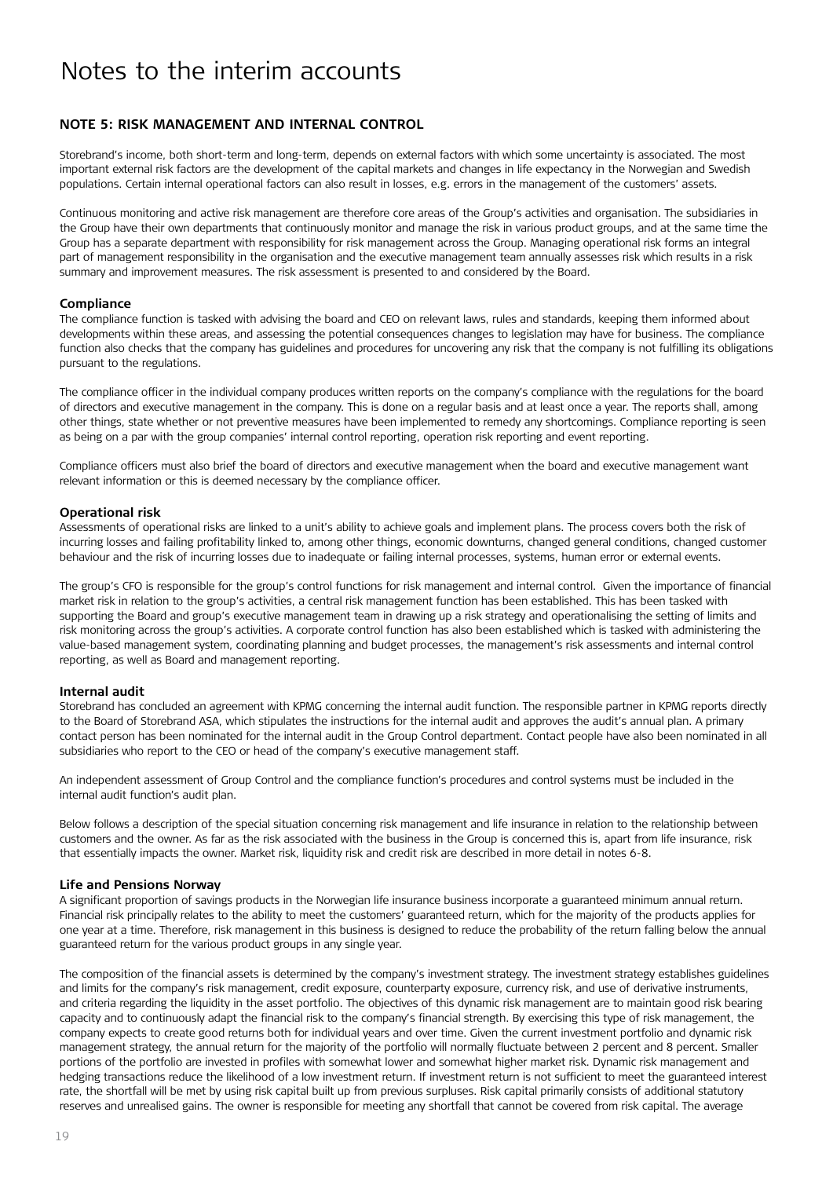# Notes to the interim accounts

## NOTE 5: RISK MANAGEMENT AND INTERNAL CONTROL

Storebrand's income, both short-term and long-term, depends on external factors with which some uncertainty is associated. The most important external risk factors are the development of the capital markets and changes in life expectancy in the Norwegian and Swedish populations. Certain internal operational factors can also result in losses, e.g. errors in the management of the customers' assets.

Continuous monitoring and active risk management are therefore core areas of the Group's activities and organisation. The subsidiaries in the Group have their own departments that continuously monitor and manage the risk in various product groups, and at the same time the Group has a separate department with responsibility for risk management across the Group. Managing operational risk forms an integral part of management responsibility in the organisation and the executive management team annually assesses risk which results in a risk summary and improvement measures. The risk assessment is presented to and considered by the Board.

### Compliance

The compliance function is tasked with advising the board and CEO on relevant laws, rules and standards, keeping them informed about developments within these areas, and assessing the potential consequences changes to legislation may have for business. The compliance function also checks that the company has guidelines and procedures for uncovering any risk that the company is not fulfilling its obligations pursuant to the regulations.

The compliance officer in the individual company produces written reports on the company's compliance with the regulations for the board of directors and executive management in the company. This is done on a regular basis and at least once a year. The reports shall, among other things, state whether or not preventive measures have been implemented to remedy any shortcomings. Compliance reporting is seen as being on a par with the group companies' internal control reporting, operation risk reporting and event reporting.

Compliance officers must also brief the board of directors and executive management when the board and executive management want relevant information or this is deemed necessary by the compliance officer.

### Operational risk

Assessments of operational risks are linked to a unit's ability to achieve goals and implement plans. The process covers both the risk of incurring losses and failing profitability linked to, among other things, economic downturns, changed general conditions, changed customer behaviour and the risk of incurring losses due to inadequate or failing internal processes, systems, human error or external events.

The group's CFO is responsible for the group's control functions for risk management and internal control. Given the importance of financial market risk in relation to the group's activities, a central risk management function has been established. This has been tasked with supporting the Board and group's executive management team in drawing up a risk strategy and operationalising the setting of limits and risk monitoring across the group's activities. A corporate control function has also been established which is tasked with administering the value-based management system, coordinating planning and budget processes, the management's risk assessments and internal control reporting, as well as Board and management reporting.

### Internal audit

Storebrand has concluded an agreement with KPMG concerning the internal audit function. The responsible partner in KPMG reports directly to the Board of Storebrand ASA, which stipulates the instructions for the internal audit and approves the audit's annual plan. A primary contact person has been nominated for the internal audit in the Group Control department. Contact people have also been nominated in all subsidiaries who report to the CEO or head of the company's executive management staff.

An independent assessment of Group Control and the compliance function's procedures and control systems must be included in the internal audit function's audit plan.

Below follows a description of the special situation concerning risk management and life insurance in relation to the relationship between customers and the owner. As far as the risk associated with the business in the Group is concerned this is, apart from life insurance, risk that essentially impacts the owner. Market risk, liquidity risk and credit risk are described in more detail in notes 6-8.

### Life and Pensions Norway

A significant proportion of savings products in the Norwegian life insurance business incorporate a guaranteed minimum annual return. Financial risk principally relates to the ability to meet the customers' guaranteed return, which for the majority of the products applies for one year at a time. Therefore, risk management in this business is designed to reduce the probability of the return falling below the annual guaranteed return for the various product groups in any single year.

The composition of the financial assets is determined by the company's investment strategy. The investment strategy establishes guidelines and limits for the company's risk management, credit exposure, counterparty exposure, currency risk, and use of derivative instruments, and criteria regarding the liquidity in the asset portfolio. The objectives of this dynamic risk management are to maintain good risk bearing capacity and to continuously adapt the financial risk to the company's financial strength. By exercising this type of risk management, the company expects to create good returns both for individual years and over time. Given the current investment portfolio and dynamic risk management strategy, the annual return for the majority of the portfolio will normally fluctuate between 2 percent and 8 percent. Smaller portions of the portfolio are invested in profiles with somewhat lower and somewhat higher market risk. Dynamic risk management and hedging transactions reduce the likelihood of a low investment return. If investment return is not sufficient to meet the guaranteed interest rate, the shortfall will be met by using risk capital built up from previous surpluses. Risk capital primarily consists of additional statutory reserves and unrealised gains. The owner is responsible for meeting any shortfall that cannot be covered from risk capital. The average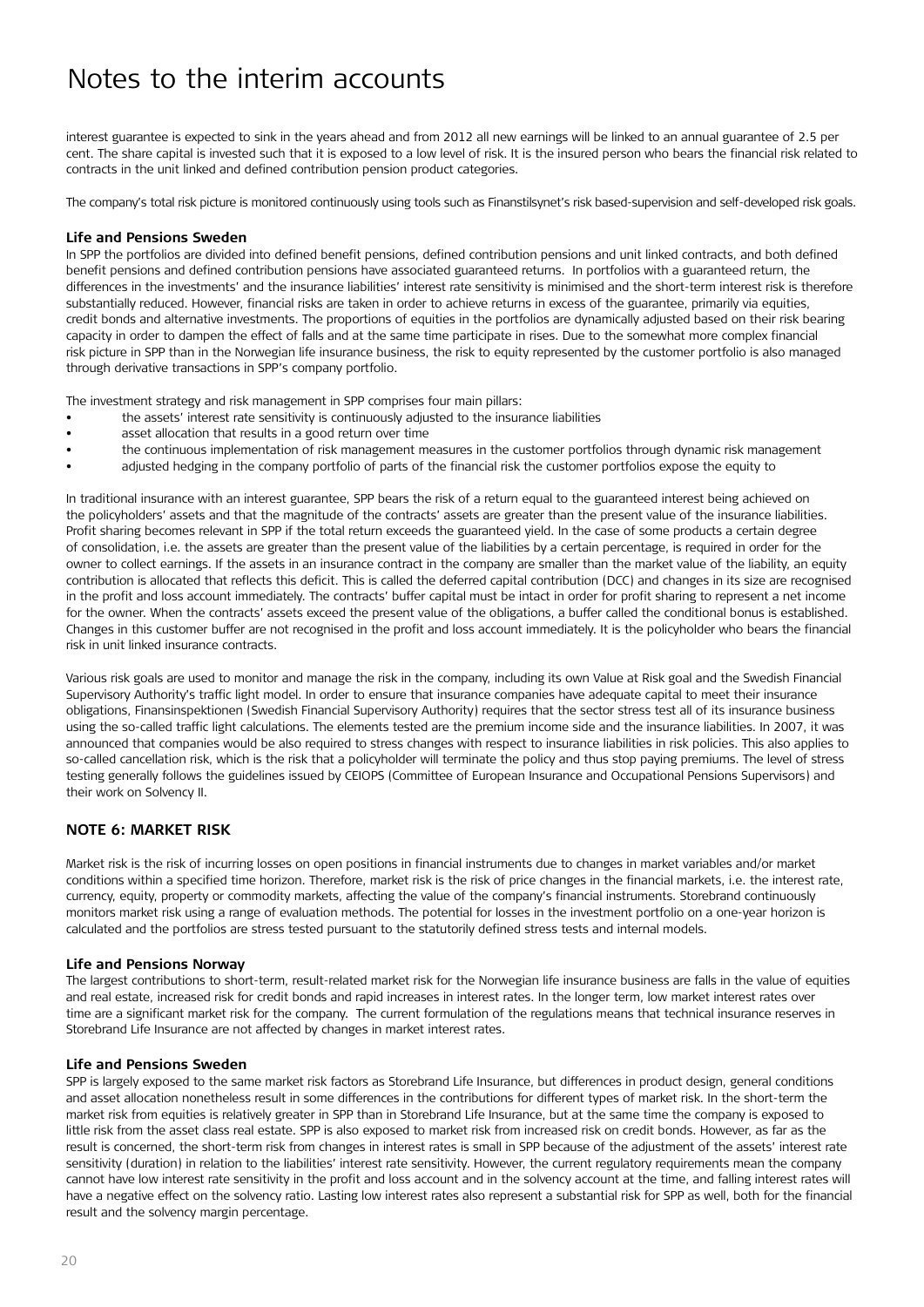# Notes to the interim accounts

interest guarantee is expected to sink in the years ahead and from 2012 all new earnings will be linked to an annual guarantee of 2.5 per cent. The share capital is invested such that it is exposed to a low level of risk. It is the insured person who bears the financial risk related to contracts in the unit linked and defined contribution pension product categories.

The company's total risk picture is monitored continuously using tools such as Finanstilsynet's risk based-supervision and self-developed risk goals.

### Life and Pensions Sweden

In SPP the portfolios are divided into defined benefit pensions, defined contribution pensions and unit linked contracts, and both defined benefit pensions and defined contribution pensions have associated guaranteed returns. In portfolios with a guaranteed return, the differences in the investments' and the insurance liabilities' interest rate sensitivity is minimised and the short-term interest risk is therefore substantially reduced. However, financial risks are taken in order to achieve returns in excess of the guarantee, primarily via equities, credit bonds and alternative investments. The proportions of equities in the portfolios are dynamically adjusted based on their risk bearing capacity in order to dampen the effect of falls and at the same time participate in rises. Due to the somewhat more complex financial risk picture in SPP than in the Norwegian life insurance business, the risk to equity represented by the customer portfolio is also managed through derivative transactions in SPP's company portfolio.

The investment strategy and risk management in SPP comprises four main pillars:

- the assets' interest rate sensitivity is continuously adjusted to the insurance liabilities
- asset allocation that results in a good return over time
- the continuous implementation of risk management measures in the customer portfolios through dynamic risk management
- adjusted hedging in the company portfolio of parts of the financial risk the customer portfolios expose the equity to

In traditional insurance with an interest guarantee, SPP bears the risk of a return equal to the guaranteed interest being achieved on the policyholders' assets and that the magnitude of the contracts' assets are greater than the present value of the insurance liabilities. Profit sharing becomes relevant in SPP if the total return exceeds the guaranteed yield. In the case of some products a certain degree of consolidation, i.e. the assets are greater than the present value of the liabilities by a certain percentage, is required in order for the owner to collect earnings. If the assets in an insurance contract in the company are smaller than the market value of the liability, an equity contribution is allocated that reflects this deficit. This is called the deferred capital contribution (DCC) and changes in its size are recognised in the profit and loss account immediately. The contracts' buffer capital must be intact in order for profit sharing to represent a net income for the owner. When the contracts' assets exceed the present value of the obligations, a buffer called the conditional bonus is established. Changes in this customer buffer are not recognised in the profit and loss account immediately. It is the policyholder who bears the financial risk in unit linked insurance contracts.

Various risk goals are used to monitor and manage the risk in the company, including its own Value at Risk goal and the Swedish Financial Supervisory Authority's traffic light model. In order to ensure that insurance companies have adequate capital to meet their insurance obligations, Finansinspektionen (Swedish Financial Supervisory Authority) requires that the sector stress test all of its insurance business using the so-called traffic light calculations. The elements tested are the premium income side and the insurance liabilities. In 2007, it was announced that companies would be also required to stress changes with respect to insurance liabilities in risk policies. This also applies to so-called cancellation risk, which is the risk that a policyholder will terminate the policy and thus stop paying premiums. The level of stress testing generally follows the guidelines issued by CEIOPS (Committee of European Insurance and Occupational Pensions Supervisors) and their work on Solvency II.

## NOTE 6: MARKET RISK

Market risk is the risk of incurring losses on open positions in financial instruments due to changes in market variables and/or market conditions within a specified time horizon. Therefore, market risk is the risk of price changes in the financial markets, i.e. the interest rate, currency, equity, property or commodity markets, affecting the value of the company's financial instruments. Storebrand continuously monitors market risk using a range of evaluation methods. The potential for losses in the investment portfolio on a one-year horizon is calculated and the portfolios are stress tested pursuant to the statutorily defined stress tests and internal models.

### Life and Pensions Norway

The largest contributions to short-term, result-related market risk for the Norwegian life insurance business are falls in the value of equities and real estate, increased risk for credit bonds and rapid increases in interest rates. In the longer term, low market interest rates over time are a significant market risk for the company. The current formulation of the regulations means that technical insurance reserves in Storebrand Life Insurance are not affected by changes in market interest rates.

### Life and Pensions Sweden

SPP is largely exposed to the same market risk factors as Storebrand Life Insurance, but differences in product design, general conditions and asset allocation nonetheless result in some differences in the contributions for different types of market risk. In the short-term the market risk from equities is relatively greater in SPP than in Storebrand Life Insurance, but at the same time the company is exposed to little risk from the asset class real estate. SPP is also exposed to market risk from increased risk on credit bonds. However, as far as the result is concerned, the short-term risk from changes in interest rates is small in SPP because of the adjustment of the assets' interest rate sensitivity (duration) in relation to the liabilities' interest rate sensitivity. However, the current regulatory requirements mean the company cannot have low interest rate sensitivity in the profit and loss account and in the solvency account at the time, and falling interest rates will have a negative effect on the solvency ratio. Lasting low interest rates also represent a substantial risk for SPP as well, both for the financial result and the solvency margin percentage.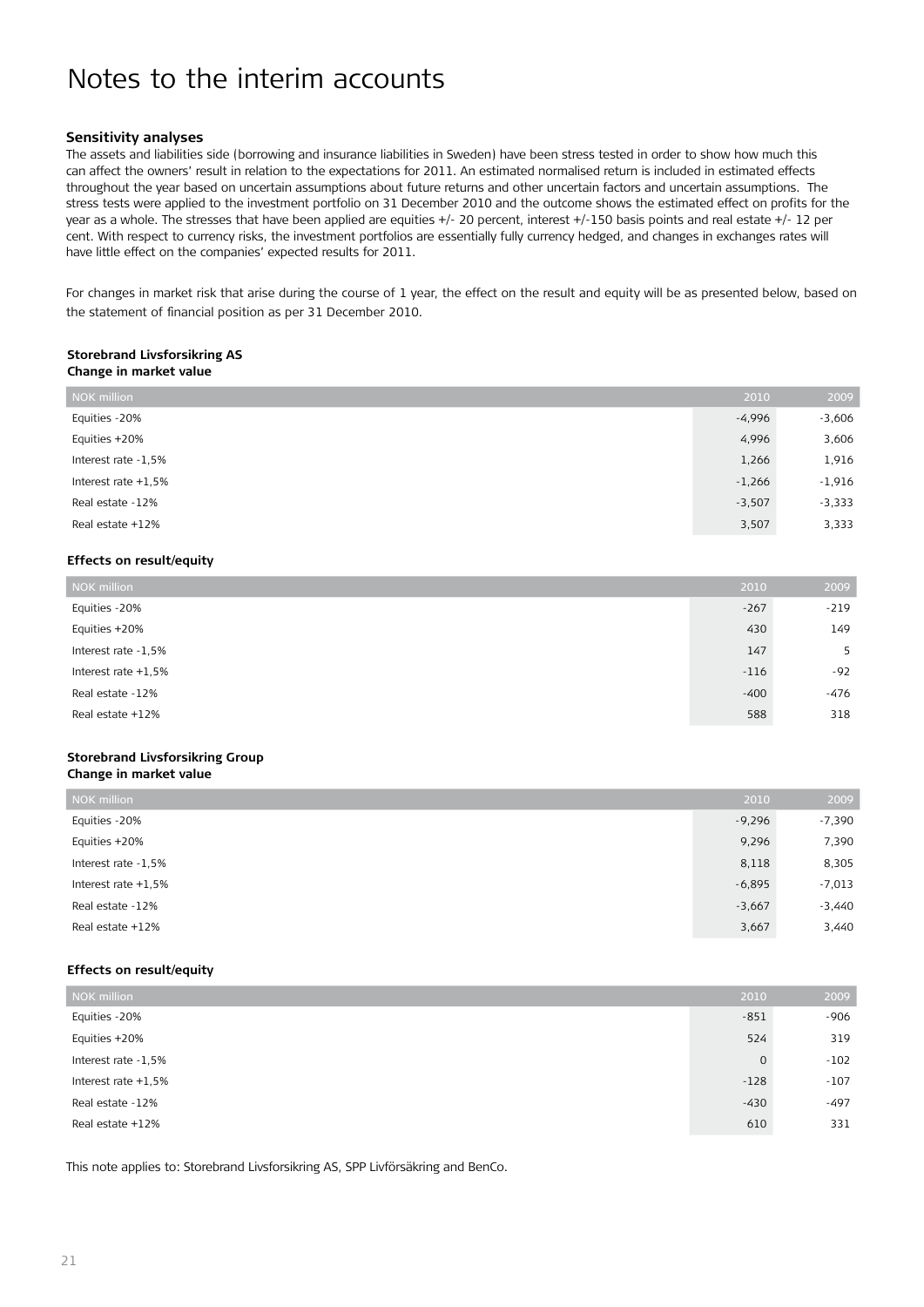# Notes to the interim accounts

**Sensitivity analyses**

The assets and liabilities side (borrowing and insurance liabilities in Sweden) have been stress tested in order to show how much this can affect the owners' result in relation to the expectations for 2011. An estimated normalised return is included in estimated effects throughout the year based on uncertain assumptions about future returns and other uncertain factors and uncertain assumptions. The stress tests were applied to the investment portfolio on 31 December 2010 and the outcome shows the estimated effect on profits for the year as a whole. The stresses that have been applied are equities +/- 20 percent, interest +/-150 basis points and real estate +/- 12 per cent. With respect to currency risks, the investment portfolios are essentially fully currency hedged, and changes in exchanges rates will have little effect on the companies' expected results for 2011.

For changes in market risk that arise during the course of 1 year, the effect on the result and equity will be as presented below, based on the statement of financial position as per 31 December 2010.

**Storebrand Livsforsikring AS**
**Change in market value**

| NOK million | 2010 | 2009 |
|---|---|---|
| Equities -20% | -4,996 | -3,606 |
| Equities +20% | 4,996 | 3,606 |
| Interest rate -1,5% | 1,266 | 1,916 |
| Interest rate +1,5% | -1,266 | -1,916 |
| Real estate -12% | -3,507 | -3,333 |
| Real estate +12% | 3,507 | 3,333 |

**Effects on result/equity**

| NOK million | 2010 | 2009 |
|---|---|---|
| Equities -20% | -267 | -219 |
| Equities +20% | 430 | 149 |
| Interest rate -1,5% | 147 | 5 |
| Interest rate +1,5% | -116 | -92 |
| Real estate -12% | -400 | -476 |
| Real estate +12% | 588 | 318 |

**Storebrand Livsforsikring Group**
**Change in market value**

| NOK million | 2010 | 2009 |
|---|---|---|
| Equities -20% | -9,296 | -7,390 |
| Equities +20% | 9,296 | 7,390 |
| Interest rate -1,5% | 8,118 | 8,305 |
| Interest rate +1,5% | -6,895 | -7,013 |
| Real estate -12% | -3,667 | -3,440 |
| Real estate +12% | 3,667 | 3,440 |

**Effects on result/equity**

| NOK million | 2010 | 2009 |
|---|---|---|
| Equities -20% | -851 | -906 |
| Equities +20% | 524 | 319 |
| Interest rate -1,5% | 0 | -102 |
| Interest rate +1,5% | -128 | -107 |
| Real estate -12% | -430 | -497 |
| Real estate +12% | 610 | 331 |

This note applies to: Storebrand Livsforsikring AS, SPP Livförsäkring and BenCo.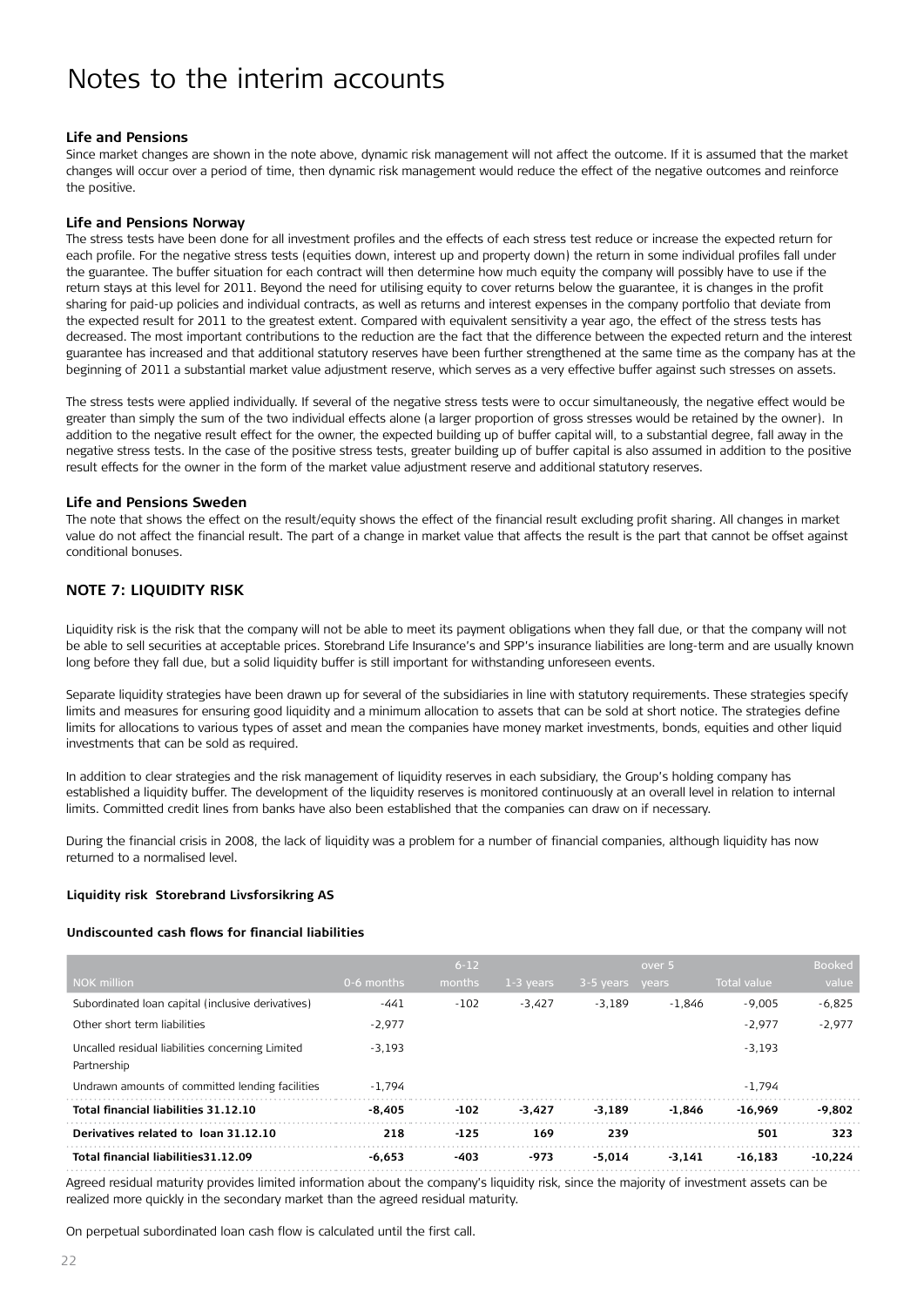# Notes to the interim accounts

### Life and Pensions

Since market changes are shown in the note above, dynamic risk management will not affect the outcome. If it is assumed that the market changes will occur over a period of time, then dynamic risk management would reduce the effect of the negative outcomes and reinforce the positive.

### Life and Pensions Norway

The stress tests have been done for all investment profiles and the effects of each stress test reduce or increase the expected return for each profile. For the negative stress tests (equities down, interest up and property down) the return in some individual profiles fall under the guarantee. The buffer situation for each contract will then determine how much equity the company will possibly have to use if the return stays at this level for 2011. Beyond the need for utilising equity to cover returns below the guarantee, it is changes in the profit sharing for paid-up policies and individual contracts, as well as returns and interest expenses in the company portfolio that deviate from the expected result for 2011 to the greatest extent. Compared with equivalent sensitivity a year ago, the effect of the stress tests has decreased. The most important contributions to the reduction are the fact that the difference between the expected return and the interest guarantee has increased and that additional statutory reserves have been further strengthened at the same time as the company has at the beginning of 2011 a substantial market value adjustment reserve, which serves as a very effective buffer against such stresses on assets.

The stress tests were applied individually. If several of the negative stress tests were to occur simultaneously, the negative effect would be greater than simply the sum of the two individual effects alone (a larger proportion of gross stresses would be retained by the owner). In addition to the negative result effect for the owner, the expected building up of buffer capital will, to a substantial degree, fall away in the negative stress tests. In the case of the positive stress tests, greater building up of buffer capital is also assumed in addition to the positive result effects for the owner in the form of the market value adjustment reserve and additional statutory reserves.

### Life and Pensions Sweden

The note that shows the effect on the result/equity shows the effect of the financial result excluding profit sharing. All changes in market value do not affect the financial result. The part of a change in market value that affects the result is the part that cannot be offset against conditional bonuses.

## NOTE 7: LIQUIDITY RISK

Liquidity risk is the risk that the company will not be able to meet its payment obligations when they fall due, or that the company will not be able to sell securities at acceptable prices. Storebrand Life Insurance's and SPP's insurance liabilities are long-term and are usually known long before they fall due, but a solid liquidity buffer is still important for withstanding unforeseen events.

Separate liquidity strategies have been drawn up for several of the subsidiaries in line with statutory requirements. These strategies specify limits and measures for ensuring good liquidity and a minimum allocation to assets that can be sold at short notice. The strategies define limits for allocations to various types of asset and mean the companies have money market investments, bonds, equities and other liquid investments that can be sold as required.

In addition to clear strategies and the risk management of liquidity reserves in each subsidiary, the Group's holding company has established a liquidity buffer. The development of the liquidity reserves is monitored continuously at an overall level in relation to internal limits. Committed credit lines from banks have also been established that the companies can draw on if necessary.

During the financial crisis in 2008, the lack of liquidity was a problem for a number of financial companies, although liquidity has now returned to a normalised level.

**Liquidity risk Storebrand Livsforsikring AS**

**Undiscounted cash flows for financial liabilities**

| NOK million | 0-6 months | 6-12 months | 1-3 years | 3-5 years | over 5 years | Total value | Booked value |
|---|---|---|---|---|---|---|---|
| Subordinated loan capital (inclusive derivatives) | -441 | -102 | -3,427 | -3,189 | -1,846 | -9,005 | -6,825 |
| Other short term liabilities | -2,977 | | | | | -2,977 | -2,977 |
| Uncalled residual liabilities concerning Limited Partnership | -3,193 | | | | | -3,193 | |
| Undrawn amounts of committed lending facilities | -1,794 | | | | | -1,794 | |
| **Total financial liabilities 31.12.10** | **-8,405** | **-102** | **-3,427** | **-3,189** | **-1,846** | **-16,969** | **-9,802** |
| **Derivatives related to loan 31.12.10** | **218** | **-125** | **169** | **239** | | **501** | **323** |
| **Total financial liabilities31.12.09** | **-6,653** | **-403** | **-973** | **-5,014** | **-3,141** | **-16,183** | **-10,224** |

Agreed residual maturity provides limited information about the company's liquidity risk, since the majority of investment assets can be realized more quickly in the secondary market than the agreed residual maturity.

On perpetual subordinated loan cash flow is calculated until the first call.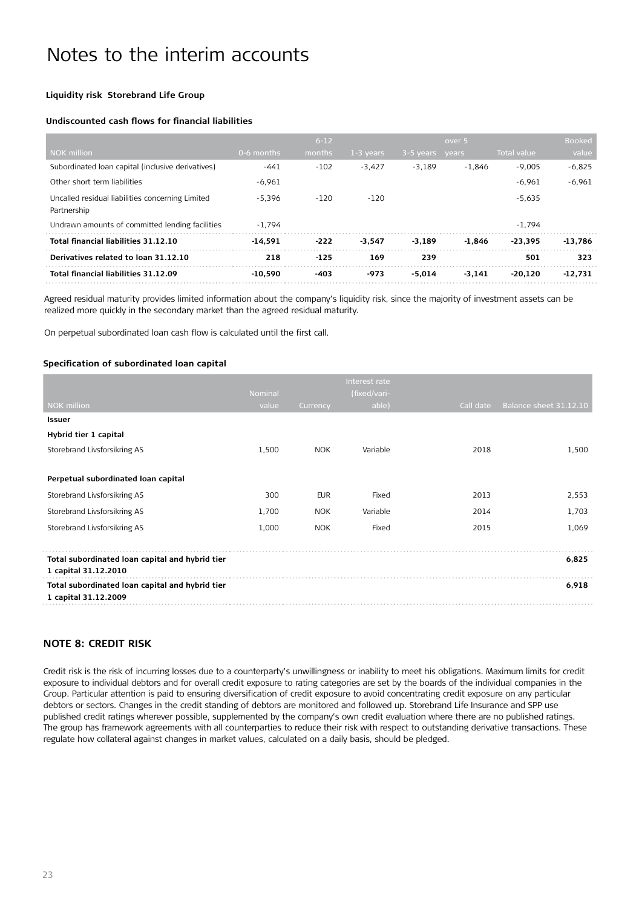# Notes to the interim accounts

**Liquidity risk Storebrand Life Group**

**Undiscounted cash flows for financial liabilities**

| NOK million | 0-6 months | 6-12 months | 1-3 years | 3-5 years | over 5 years | Total value | Booked value |
|---|---|---|---|---|---|---|---|
| Subordinated loan capital (inclusive derivatives) | -441 | -102 | -3,427 | -3,189 | -1,846 | -9,005 | -6,825 |
| Other short term liabilities | -6,961 | | | | | -6,961 | -6,961 |
| Uncalled residual liabilities concerning Limited Partnership | -5,396 | -120 | -120 | | | -5,635 | |
| Undrawn amounts of committed lending facilities | -1,794 | | | | | -1,794 | |
| **Total financial liabilities 31.12.10** | **-14,591** | **-222** | **-3,547** | **-3,189** | **-1,846** | **-23,395** | **-13,786** |
| **Derivatives related to loan 31.12.10** | **218** | **-125** | **169** | **239** | | **501** | **323** |
| **Total financial liabilities 31.12.09** | **-10,590** | **-403** | **-973** | **-5,014** | **-3,141** | **-20,120** | **-12,731** |

Agreed residual maturity provides limited information about the company's liquidity risk, since the majority of investment assets can be realized more quickly in the secondary market than the agreed residual maturity.

On perpetual subordinated loan cash flow is calculated until the first call.

**Specification of subordinated loan capital**

| NOK million | Nominal value | Currency | Interest rate (fixed/variable) | Call date | Balance sheet 31.12.10 |
|---|---|---|---|---|---|
| **Issuer** | | | | | |
| **Hybrid tier 1 capital** | | | | | |
| Storebrand Livsforsikring AS | 1,500 | NOK | Variable | 2018 | 1,500 |
| **Perpetual subordinated loan capital** | | | | | |
| Storebrand Livsforsikring AS | 300 | EUR | Fixed | 2013 | 2,553 |
| Storebrand Livsforsikring AS | 1,700 | NOK | Variable | 2014 | 1,703 |
| Storebrand Livsforsikring AS | 1,000 | NOK | Fixed | 2015 | 1,069 |
| **Total subordinated loan capital and hybrid tier 1 capital 31.12.2010** | | | | | **6,825** |
| **Total subordinated loan capital and hybrid tier 1 capital 31.12.2009** | | | | | **6,918** |

## NOTE 8: CREDIT RISK

Credit risk is the risk of incurring losses due to a counterparty's unwillingness or inability to meet his obligations. Maximum limits for credit exposure to individual debtors and for overall credit exposure to rating categories are set by the boards of the individual companies in the Group. Particular attention is paid to ensuring diversification of credit exposure to avoid concentrating credit exposure on any particular debtors or sectors. Changes in the credit standing of debtors are monitored and followed up. Storebrand Life Insurance and SPP use published credit ratings wherever possible, supplemented by the company's own credit evaluation where there are no published ratings. The group has framework agreements with all counterparties to reduce their risk with respect to outstanding derivative transactions. These regulate how collateral against changes in market values, calculated on a daily basis, should be pledged.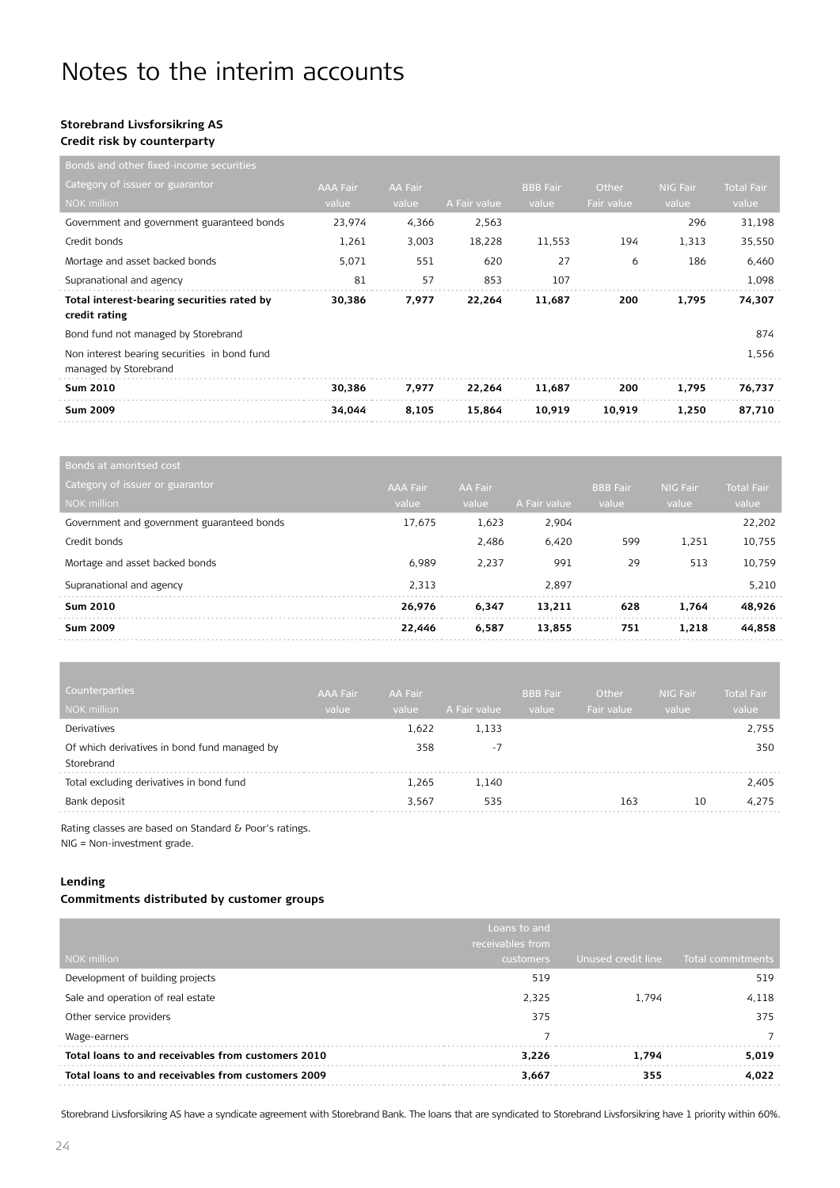# Notes to the interim accounts

**Storebrand Livsforsikring AS**

**Credit risk by counterparty**

| Bonds and other fixed-income securities<br>Category of issuer or guarantor<br>NOK million | AAA Fair value | AA Fair value | A Fair value | BBB Fair value | Other Fair value | NIG Fair value | Total Fair value |
|---|---|---|---|---|---|---|---|
| Government and government guaranteed bonds | 23,974 | 4,366 | 2,563 | | | 296 | 31,198 |
| Credit bonds | 1,261 | 3,003 | 18,228 | 11,553 | 194 | 1,313 | 35,550 |
| Mortage and asset backed bonds | 5,071 | 551 | 620 | 27 | 6 | 186 | 6,460 |
| Supranational and agency | 81 | 57 | 853 | 107 | | | 1,098 |
| **Total interest-bearing securities rated by credit rating** | **30,386** | **7,977** | **22,264** | **11,687** | **200** | **1,795** | **74,307** |
| Bond fund not managed by Storebrand | | | | | | | 874 |
| Non interest bearing securities in bond fund managed by Storebrand | | | | | | | 1,556 |
| **Sum 2010** | **30,386** | **7,977** | **22,264** | **11,687** | **200** | **1,795** | **76,737** |
| **Sum 2009** | **34,044** | **8,105** | **15,864** | **10,919** | **10,919** | **1,250** | **87,710** |

| Bonds at amoritsed cost<br>Category of issuer or guarantor<br>NOK million | AAA Fair value | AA Fair value | A Fair value | BBB Fair value | NIG Fair value | Total Fair value |
|---|---|---|---|---|---|---|
| Government and government guaranteed bonds | 17,675 | 1,623 | 2,904 | | | 22,202 |
| Credit bonds | | 2,486 | 6,420 | 599 | 1,251 | 10,755 |
| Mortage and asset backed bonds | 6,989 | 2,237 | 991 | 29 | 513 | 10,759 |
| Supranational and agency | 2,313 | | 2,897 | | | 5,210 |
| **Sum 2010** | **26,976** | **6,347** | **13,211** | **628** | **1,764** | **48,926** |
| **Sum 2009** | **22,446** | **6,587** | **13,855** | **751** | **1,218** | **44,858** |

| Counterparties<br>NOK million | AAA Fair value | AA Fair value | A Fair value | BBB Fair value | Other Fair value | NIG Fair value | Total Fair value |
|---|---|---|---|---|---|---|---|
| Derivatives | | 1,622 | 1,133 | | | | 2,755 |
| Of which derivatives in bond fund managed by Storebrand | | 358 | -7 | | | | 350 |
| Total excluding derivatives in bond fund | | 1,265 | 1,140 | | | | 2,405 |
| Bank deposit | | 3,567 | 535 | | 163 | 10 | 4,275 |

Rating classes are based on Standard & Poor's ratings.
NIG = Non-investment grade.

**Lending**

**Commitments distributed by customer groups**

| NOK million | Loans to and receivables from customers | Unused credit line | Total commitments |
|---|---|---|---|
| Development of building projects | 519 | | 519 |
| Sale and operation of real estate | 2,325 | 1,794 | 4,118 |
| Other service providers | 375 | | 375 |
| Wage-earners | 7 | | 7 |
| **Total loans to and receivables from customers 2010** | **3,226** | **1,794** | **5,019** |
| **Total loans to and receivables from customers 2009** | **3,667** | **355** | **4,022** |

Storebrand Livsforsikring AS have a syndicate agreement with Storebrand Bank. The loans that are syndicated to Storebrand Livsforsikring have 1 priority within 60%.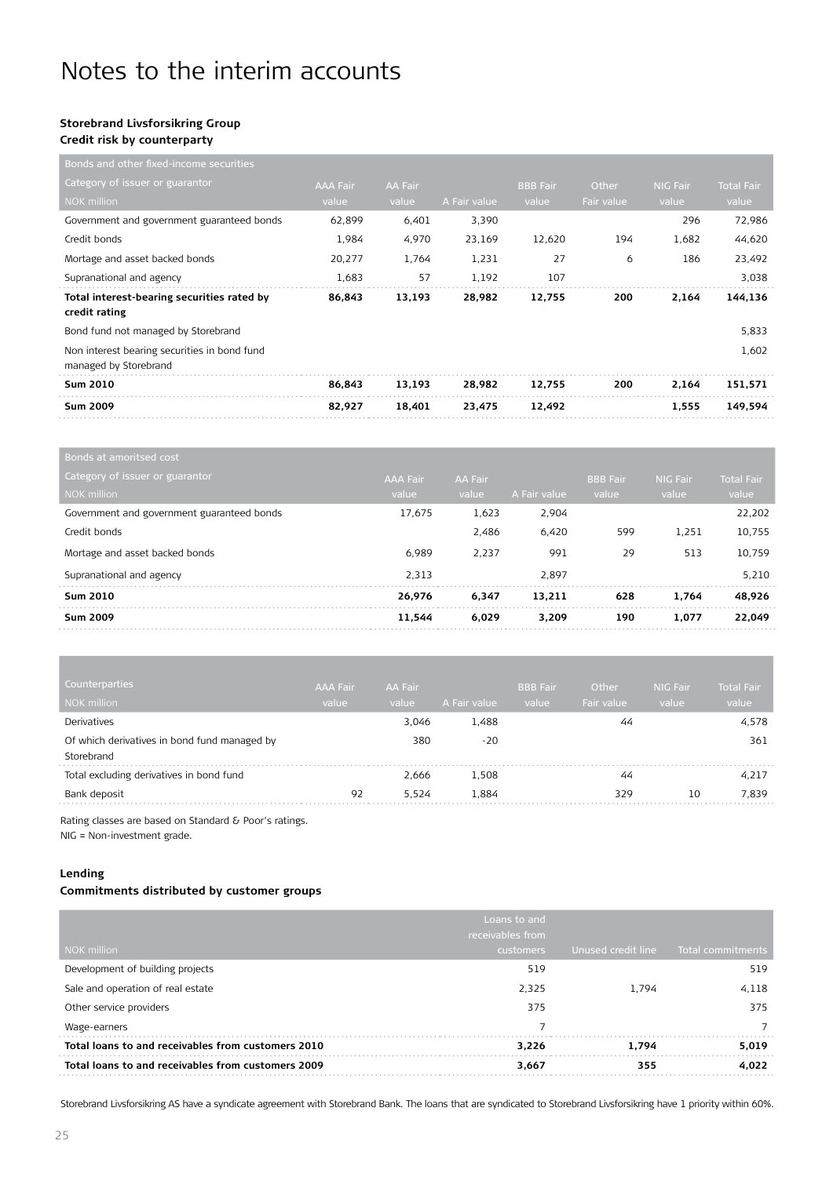# Notes to the interim accounts

**Storebrand Livsforsikring Group**
**Credit risk by counterparty**

| Bonds and other fixed-income securities<br>Category of issuer or guarantor<br>NOK million | AAA Fair value | AA Fair value | A Fair value | BBB Fair value | Other Fair value | NIG Fair value | Total Fair value |
|---|---|---|---|---|---|---|---|
| Government and government guaranteed bonds | 62,899 | 6,401 | 3,390 | | | 296 | 72,986 |
| Credit bonds | 1,984 | 4,970 | 23,169 | 12,620 | 194 | 1,682 | 44,620 |
| Mortage and asset backed bonds | 20,277 | 1,764 | 1,231 | 27 | 6 | 186 | 23,492 |
| Supranational and agency | 1,683 | 57 | 1,192 | 107 | | | 3,038 |
| **Total interest-bearing securities rated by credit rating** | **86,843** | **13,193** | **28,982** | **12,755** | **200** | **2,164** | **144,136** |
| Bond fund not managed by Storebrand | | | | | | | 5,833 |
| Non interest bearing securities in bond fund managed by Storebrand | | | | | | | 1,602 |
| **Sum 2010** | **86,843** | **13,193** | **28,982** | **12,755** | **200** | **2,164** | **151,571** |
| **Sum 2009** | **82,927** | **18,401** | **23,475** | **12,492** | | **1,555** | **149,594** |

| Bonds at amoritsed cost<br>Category of issuer or guarantor<br>NOK million | AAA Fair value | AA Fair value | A Fair value | BBB Fair value | NIG Fair value | Total Fair value |
|---|---|---|---|---|---|---|
| Government and government guaranteed bonds | 17,675 | 1,623 | 2,904 | | | 22,202 |
| Credit bonds | | 2,486 | 6,420 | 599 | 1,251 | 10,755 |
| Mortage and asset backed bonds | 6,989 | 2,237 | 991 | 29 | 513 | 10,759 |
| Supranational and agency | 2,313 | | 2,897 | | | 5,210 |
| **Sum 2010** | **26,976** | **6,347** | **13,211** | **628** | **1,764** | **48,926** |
| **Sum 2009** | **11,544** | **6,029** | **3,209** | **190** | **1,077** | **22,049** |

| Counterparties<br>NOK million | AAA Fair value | AA Fair value | A Fair value | BBB Fair value | Other Fair value | NIG Fair value | Total Fair value |
|---|---|---|---|---|---|---|---|
| Derivatives | | 3,046 | 1,488 | | 44 | | 4,578 |
| Of which derivatives in bond fund managed by Storebrand | | 380 | -20 | | | | 361 |
| Total excluding derivatives in bond fund | | 2,666 | 1,508 | | 44 | | 4,217 |
| Bank deposit | 92 | 5,524 | 1,884 | | 329 | 10 | 7,839 |

Rating classes are based on Standard & Poor's ratings.
NIG = Non-investment grade.

**Lending**
**Commitments distributed by customer groups**

| NOK million | Loans to and receivables from customers | Unused credit line | Total commitments |
|---|---|---|---|
| Development of building projects | 519 | | 519 |
| Sale and operation of real estate | 2,325 | 1,794 | 4,118 |
| Other service providers | 375 | | 375 |
| Wage-earners | 7 | | 7 |
| **Total loans to and receivables from customers 2010** | **3,226** | **1,794** | **5,019** |
| **Total loans to and receivables from customers 2009** | **3,667** | **355** | **4,022** |

Storebrand Livsforsikring AS have a syndicate agreement with Storebrand Bank. The loans that are syndicated to Storebrand Livsforsikring have 1 priority within 60%.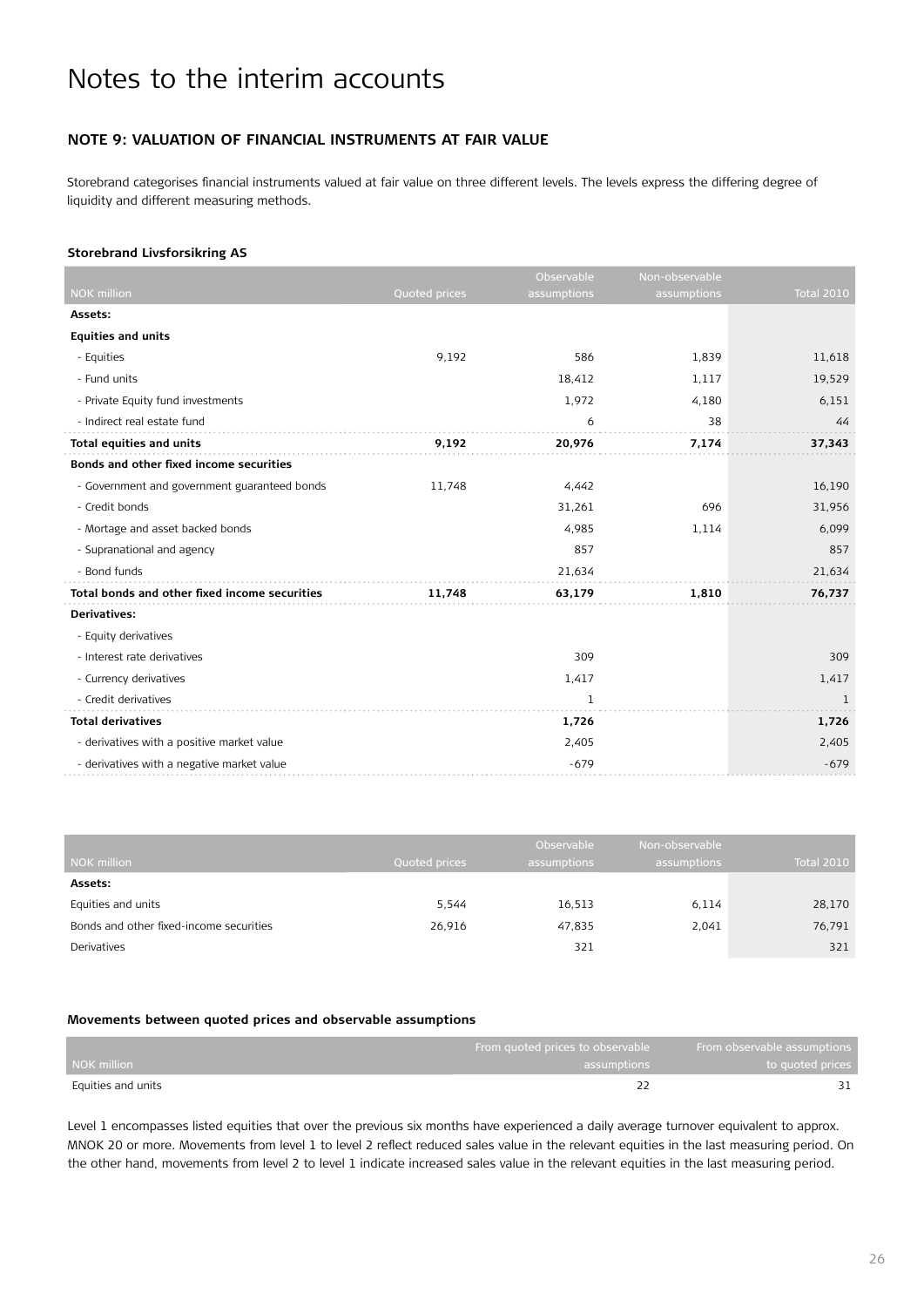# Notes to the interim accounts

## NOTE 9: VALUATION OF FINANCIAL INSTRUMENTS AT FAIR VALUE

Storebrand categorises financial instruments valued at fair value on three different levels. The levels express the differing degree of liquidity and different measuring methods.

### Storebrand Livsforsikring AS

| NOK million | Quoted prices | Observable assumptions | Non-observable assumptions | Total 2010 |
|---|---|---|---|---|
| **Assets:** | | | | |
| **Equities and units** | | | | |
| - Equities | 9,192 | 586 | 1,839 | 11,618 |
| - Fund units | | 18,412 | 1,117 | 19,529 |
| - Private Equity fund investments | | 1,972 | 4,180 | 6,151 |
| - Indirect real estate fund | | 6 | 38 | 44 |
| **Total equities and units** | **9,192** | **20,976** | **7,174** | **37,343** |
| **Bonds and other fixed income securities** | | | | |
| - Government and government guaranteed bonds | 11,748 | 4,442 | | 16,190 |
| - Credit bonds | | 31,261 | 696 | 31,956 |
| - Mortage and asset backed bonds | | 4,985 | 1,114 | 6,099 |
| - Supranational and agency | | 857 | | 857 |
| - Bond funds | | 21,634 | | 21,634 |
| **Total bonds and other fixed income securities** | **11,748** | **63,179** | **1,810** | **76,737** |
| **Derivatives:** | | | | |
| - Equity derivatives | | | | |
| - Interest rate derivatives | | 309 | | 309 |
| - Currency derivatives | | 1,417 | | 1,417 |
| - Credit derivatives | | 1 | | 1 |
| **Total derivatives** | | **1,726** | | **1,726** |
| - derivatives with a positive market value | | 2,405 | | 2,405 |
| - derivatives with a negative market value | | -679 | | -679 |

| NOK million | Quoted prices | Observable assumptions | Non-observable assumptions | Total 2010 |
|---|---|---|---|---|
| **Assets:** | | | | |
| Equities and units | 5,544 | 16,513 | 6,114 | 28,170 |
| Bonds and other fixed-income securities | 26,916 | 47,835 | 2,041 | 76,791 |
| Derivatives | | 321 | | 321 |

### Movements between quoted prices and observable assumptions

| NOK million | From quoted prices to observable assumptions | From observable assumptions to quoted prices |
|---|---|---|
| Equities and units | 22 | 31 |

Level 1 encompasses listed equities that over the previous six months have experienced a daily average turnover equivalent to approx. MNOK 20 or more. Movements from level 1 to level 2 reflect reduced sales value in the relevant equities in the last measuring period. On the other hand, movements from level 2 to level 1 indicate increased sales value in the relevant equities in the last measuring period.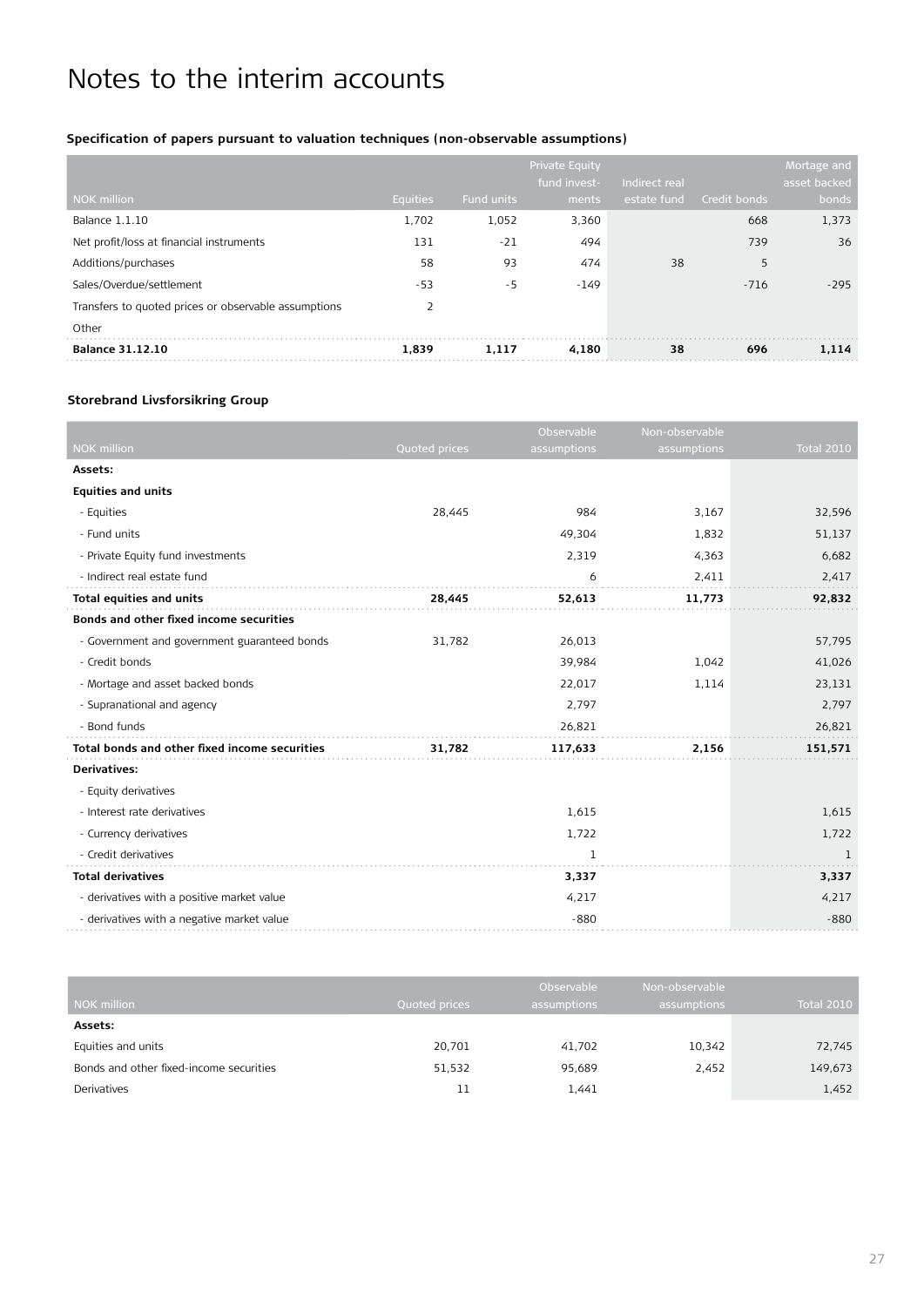# Notes to the interim accounts

**Specification of papers pursuant to valuation techniques (non-observable assumptions)**

| NOK million | Equities | Fund units | Private Equity fund investments | Indirect real estate fund | Credit bonds | Mortage and asset backed bonds |
|---|---|---|---|---|---|---|
| Balance 1.1.10 | 1,702 | 1,052 | 3,360 | | 668 | 1,373 |
| Net profit/loss at financial instruments | 131 | -21 | 494 | | 739 | 36 |
| Additions/purchases | 58 | 93 | 474 | 38 | 5 | |
| Sales/Overdue/settlement | -53 | -5 | -149 | | -716 | -295 |
| Transfers to quoted prices or observable assumptions | 2 | | | | | |
| Other | | | | | | |
| **Balance 31.12.10** | **1,839** | **1,117** | **4,180** | **38** | **696** | **1,114** |

**Storebrand Livsforsikring Group**

| NOK million | Quoted prices | Observable assumptions | Non-observable assumptions | Total 2010 |
|---|---|---|---|---|
| **Assets:** | | | | |
| **Equities and units** | | | | |
| - Equities | 28,445 | 984 | 3,167 | 32,596 |
| - Fund units | | 49,304 | 1,832 | 51,137 |
| - Private Equity fund investments | | 2,319 | 4,363 | 6,682 |
| - Indirect real estate fund | | 6 | 2,411 | 2,417 |
| **Total equities and units** | **28,445** | **52,613** | **11,773** | **92,832** |
| **Bonds and other fixed income securities** | | | | |
| - Government and government guaranteed bonds | 31,782 | 26,013 | | 57,795 |
| - Credit bonds | | 39,984 | 1,042 | 41,026 |
| - Mortage and asset backed bonds | | 22,017 | 1,114 | 23,131 |
| - Supranational and agency | | 2,797 | | 2,797 |
| - Bond funds | | 26,821 | | 26,821 |
| **Total bonds and other fixed income securities** | **31,782** | **117,633** | **2,156** | **151,571** |
| **Derivatives:** | | | | |
| - Equity derivatives | | | | |
| - Interest rate derivatives | | 1,615 | | 1,615 |
| - Currency derivatives | | 1,722 | | 1,722 |
| - Credit derivatives | | 1 | | 1 |
| **Total derivatives** | | **3,337** | | **3,337** |
| - derivatives with a positive market value | | 4,217 | | 4,217 |
| - derivatives with a negative market value | | -880 | | -880 |

| NOK million | Quoted prices | Observable assumptions | Non-observable assumptions | Total 2010 |
|---|---|---|---|---|
| **Assets:** | | | | |
| Equities and units | 20,701 | 41,702 | 10,342 | 72,745 |
| Bonds and other fixed-income securities | 51,532 | 95,689 | 2,452 | 149,673 |
| Derivatives | 11 | 1,441 | | 1,452 |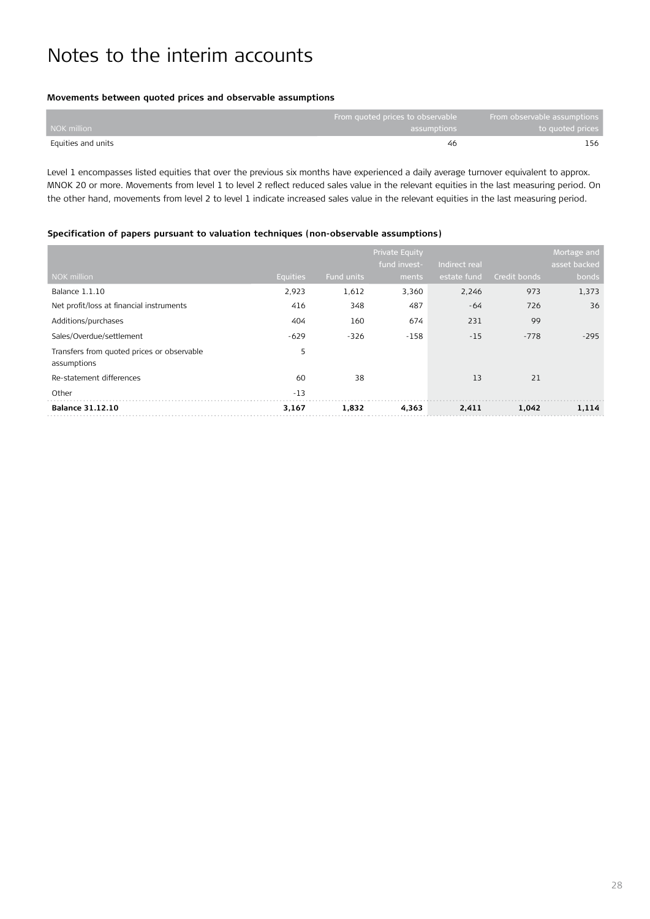# Notes to the interim accounts

**Movements between quoted prices and observable assumptions**

| NOK million | From quoted prices to observable assumptions | From observable assumptions to quoted prices |
|---|---|---|
| Equities and units | 46 | 156 |

Level 1 encompasses listed equities that over the previous six months have experienced a daily average turnover equivalent to approx. MNOK 20 or more. Movements from level 1 to level 2 reflect reduced sales value in the relevant equities in the last measuring period. On the other hand, movements from level 2 to level 1 indicate increased sales value in the relevant equities in the last measuring period.

**Specification of papers pursuant to valuation techniques (non-observable assumptions)**

| NOK million | Equities | Fund units | Private Equity fund investments | Indirect real estate fund | Credit bonds | Mortage and asset backed bonds |
|---|---|---|---|---|---|---|
| Balance 1.1.10 | 2,923 | 1,612 | 3,360 | 2,246 | 973 | 1,373 |
| Net profit/loss at financial instruments | 416 | 348 | 487 | -64 | 726 | 36 |
| Additions/purchases | 404 | 160 | 674 | 231 | 99 | |
| Sales/Overdue/settlement | -629 | -326 | -158 | -15 | -778 | -295 |
| Transfers from quoted prices or observable assumptions | 5 | | | | | |
| Re-statement differences | 60 | 38 | | 13 | 21 | |
| Other | -13 | | | | | |
| **Balance 31.12.10** | **3,167** | **1,832** | **4,363** | **2,411** | **1,042** | **1,114** |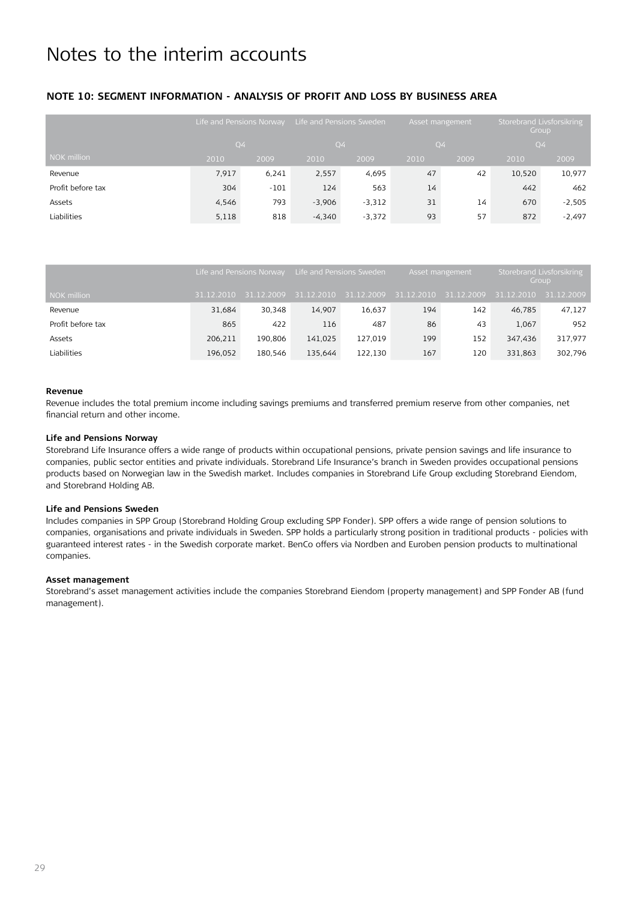# Notes to the interim accounts

## NOTE 10: SEGMENT INFORMATION - ANALYSIS OF PROFIT AND LOSS BY BUSINESS AREA

| | Life and Pensions Norway | | Life and Pensions Sweden | | Asset mangement | | Storebrand Livsforsikring Group | |
|---|---|---|---|---|---|---|---|---|
| | Q4 | | Q4 | | Q4 | | Q4 | |
| NOK million | 2010 | 2009 | 2010 | 2009 | 2010 | 2009 | 2010 | 2009 |
| Revenue | 7,917 | 6,241 | 2,557 | 4,695 | 47 | 42 | 10,520 | 10,977 |
| Profit before tax | 304 | -101 | 124 | 563 | 14 | | 442 | 462 |
| Assets | 4,546 | 793 | -3,906 | -3,312 | 31 | 14 | 670 | -2,505 |
| Liabilities | 5,118 | 818 | -4,340 | -3,372 | 93 | 57 | 872 | -2,497 |

| | Life and Pensions Norway | | Life and Pensions Sweden | | Asset mangement | | Storebrand Livsforsikring Group | |
|---|---|---|---|---|---|---|---|---|
| NOK million | 31.12.2010 | 31.12.2009 | 31.12.2010 | 31.12.2009 | 31.12.2010 | 31.12.2009 | 31.12.2010 | 31.12.2009 |
| Revenue | 31,684 | 30,348 | 14,907 | 16,637 | 194 | 142 | 46,785 | 47,127 |
| Profit before tax | 865 | 422 | 116 | 487 | 86 | 43 | 1,067 | 952 |
| Assets | 206,211 | 190,806 | 141,025 | 127,019 | 199 | 152 | 347,436 | 317,977 |
| Liabilities | 196,052 | 180,546 | 135,644 | 122,130 | 167 | 120 | 331,863 | 302,796 |

**Revenue**

Revenue includes the total premium income including savings premiums and transferred premium reserve from other companies, net financial return and other income.

**Life and Pensions Norway**

Storebrand Life Insurance offers a wide range of products within occupational pensions, private pension savings and life insurance to companies, public sector entities and private individuals. Storebrand Life Insurance's branch in Sweden provides occupational pensions products based on Norwegian law in the Swedish market. Includes companies in Storebrand Life Group excluding Storebrand Eiendom, and Storebrand Holding AB.

**Life and Pensions Sweden**

Includes companies in SPP Group (Storebrand Holding Group excluding SPP Fonder). SPP offers a wide range of pension solutions to companies, organisations and private individuals in Sweden. SPP holds a particularly strong position in traditional products - policies with guaranteed interest rates - in the Swedish corporate market. BenCo offers via Nordben and Euroben pension products to multinational companies.

**Asset management**

Storebrand's asset management activities include the companies Storebrand Eiendom (property management) and SPP Fonder AB (fund management).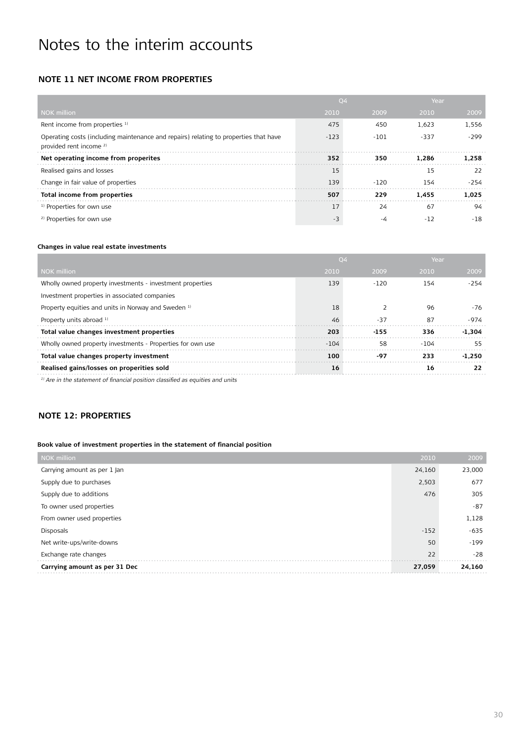# Notes to the interim accounts

## NOTE 11 NET INCOME FROM PROPERTIES

| | Q4 | | Year | |
|---|---|---|---|---|
| NOK million | 2010 | 2009 | 2010 | 2009 |
| Rent income from properties [1] | 475 | 450 | 1,623 | 1,556 |
| Operating costs (including maintenance and repairs) relating to properties that have provided rent income [2] | -123 | -101 | -337 | -299 |
| **Net operating income from properites** | **352** | **350** | **1,286** | **1,258** |
| Realised gains and losses | 15 | | 15 | 22 |
| Change in fair value of properties | 139 | -120 | 154 | -254 |
| **Total income from properties** | **507** | **229** | **1,455** | **1,025** |
| [1] Properties for own use | 17 | 24 | 67 | 94 |
| [2] Properties for own use | -3 | -4 | -12 | -18 |

**Changes in value real estate investments**

| | Q4 | | Year | |
|---|---|---|---|---|
| NOK million | 2010 | 2009 | 2010 | 2009 |
| Wholly owned property investments - investment properties | 139 | -120 | 154 | -254 |
| Investment properties in associated companies | | | | |
| Property equities and units in Norway and Sweden [1] | 18 | 2 | 96 | -76 |
| Property units abroad [1] | 46 | -37 | 87 | -974 |
| **Total value changes investment properties** | **203** | **-155** | **336** | **-1,304** |
| Wholly owned property investments - Properties for own use | -104 | 58 | -104 | 55 |
| **Total value changes property investment** | **100** | **-97** | **233** | **-1,250** |
| **Realised gains/losses on properities sold** | **16** | | **16** | **22** |

*[1] Are in the statement of financial position classified as equities and units*

## NOTE 12: PROPERTIES

**Book value of investment properties in the statement of financial position**

| NOK million | 2010 | 2009 |
|---|---|---|
| Carrying amount as per 1 Jan | 24,160 | 23,000 |
| Supply due to purchases | 2,503 | 677 |
| Supply due to additions | 476 | 305 |
| To owner used properties | | -87 |
| From owner used properties | | 1,128 |
| Disposals | -152 | -635 |
| Net write-ups/write-downs | 50 | -199 |
| Exchange rate changes | 22 | -28 |
| **Carrying amount as per 31 Dec** | **27,059** | **24,160** |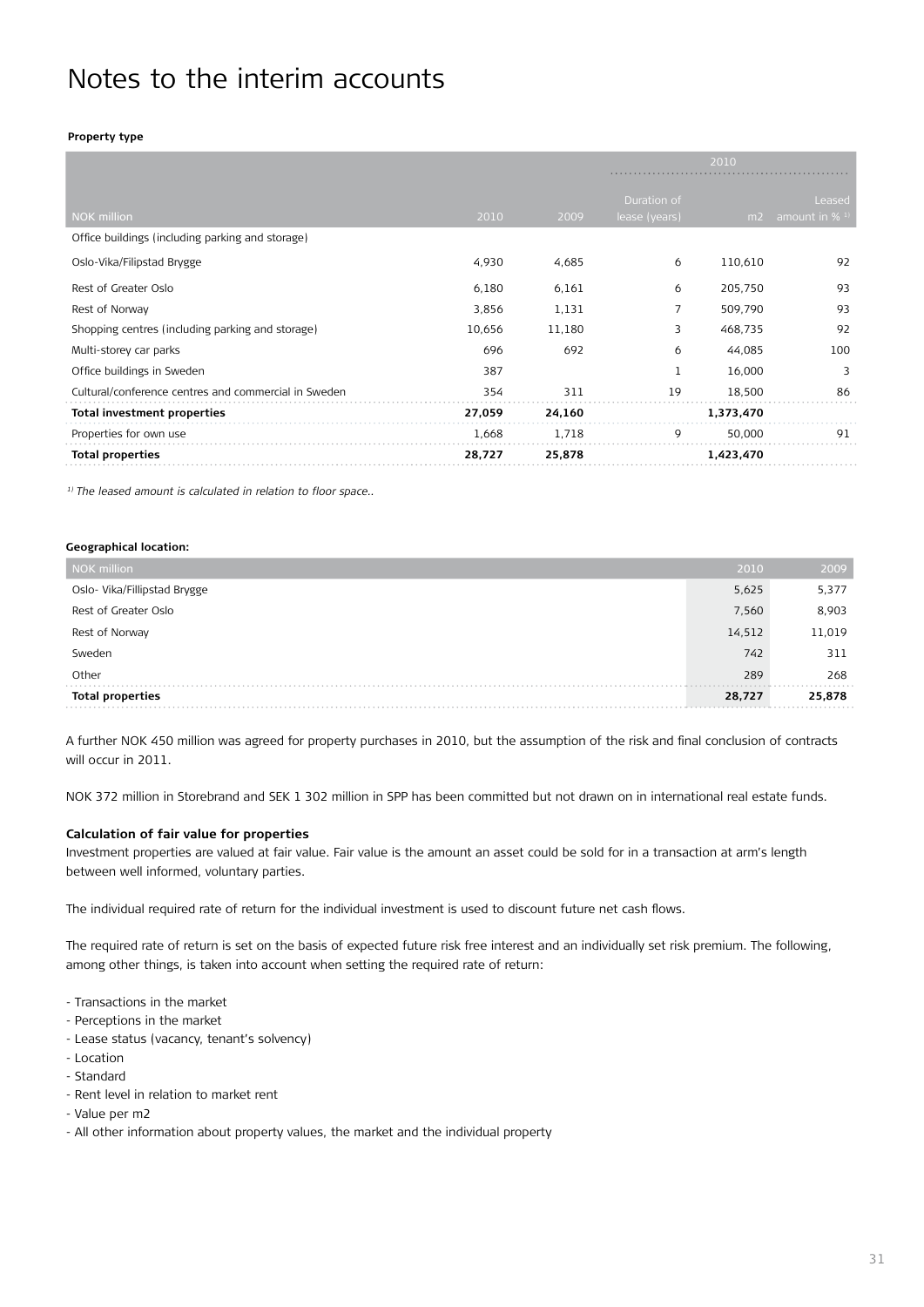# Notes to the interim accounts

**Property type**

| NOK million | 2010 | 2009 | 2010 Duration of lease (years) | m2 | Leased amount in % [1] |
|---|---|---|---|---|---|
| Office buildings (including parking and storage) | | | | | |
| Oslo-Vika/Filipstad Brygge | 4,930 | 4,685 | 6 | 110,610 | 92 |
| Rest of Greater Oslo | 6,180 | 6,161 | 6 | 205,750 | 93 |
| Rest of Norway | 3,856 | 1,131 | 7 | 509,790 | 93 |
| Shopping centres (including parking and storage) | 10,656 | 11,180 | 3 | 468,735 | 92 |
| Multi-storey car parks | 696 | 692 | 6 | 44,085 | 100 |
| Office buildings in Sweden | 387 | | 1 | 16,000 | 3 |
| Cultural/conference centres and commercial in Sweden | 354 | 311 | 19 | 18,500 | 86 |
| **Total investment properties** | **27,059** | **24,160** | | **1,373,470** | |
| Properties for own use | 1,668 | 1,718 | 9 | 50,000 | 91 |
| **Total properties** | **28,727** | **25,878** | | **1,423,470** | |

*[1] The leased amount is calculated in relation to floor space..*

**Geographical location:**

| NOK million | 2010 | 2009 |
|---|---|---|
| Oslo- Vika/Fillipstad Brygge | 5,625 | 5,377 |
| Rest of Greater Oslo | 7,560 | 8,903 |
| Rest of Norway | 14,512 | 11,019 |
| Sweden | 742 | 311 |
| Other | 289 | 268 |
| **Total properties** | **28,727** | **25,878** |

A further NOK 450 million was agreed for property purchases in 2010, but the assumption of the risk and final conclusion of contracts will occur in 2011.

NOK 372 million in Storebrand and SEK 1 302 million in SPP has been committed but not drawn on in international real estate funds.

**Calculation of fair value for properties**

Investment properties are valued at fair value. Fair value is the amount an asset could be sold for in a transaction at arm's length between well informed, voluntary parties.

The individual required rate of return for the individual investment is used to discount future net cash flows.

The required rate of return is set on the basis of expected future risk free interest and an individually set risk premium. The following, among other things, is taken into account when setting the required rate of return:

- Transactions in the market
- Perceptions in the market
- Lease status (vacancy, tenant's solvency)
- Location
- Standard
- Rent level in relation to market rent
- Value per m2
- All other information about property values, the market and the individual property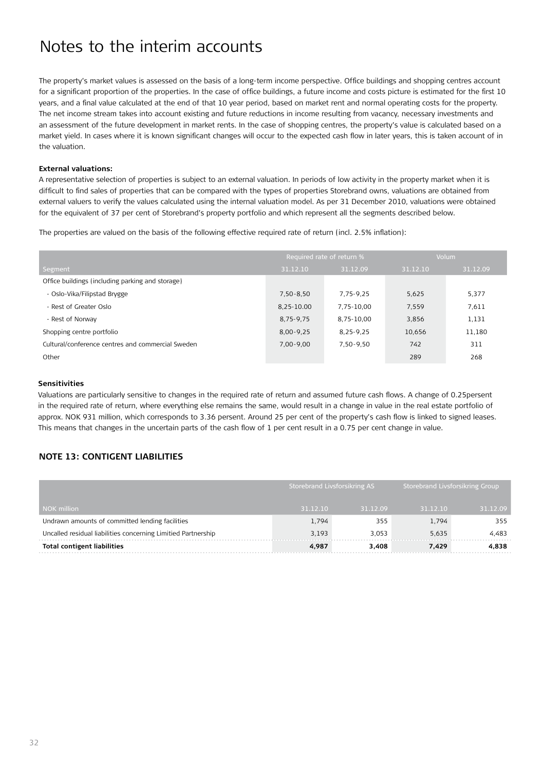// Notes to the interim accounts

# Notes to the interim accounts

The property's market values is assessed on the basis of a long-term income perspective. Office buildings and shopping centres account for a significant proportion of the properties. In the case of office buildings, a future income and costs picture is estimated for the first 10 years, and a final value calculated at the end of that 10 year period, based on market rent and normal operating costs for the property. The net income stream takes into account existing and future reductions in income resulting from vacancy, necessary investments and an assessment of the future development in market rents. In the case of shopping centres, the property's value is calculated based on a market yield. In cases where it is known significant changes will occur to the expected cash flow in later years, this is taken account of in the valuation.

**External valuations:**

A representative selection of properties is subject to an external valuation. In periods of low activity in the property market when it is difficult to find sales of properties that can be compared with the types of properties Storebrand owns, valuations are obtained from external valuers to verify the values calculated using the internal valuation model. As per 31 December 2010, valuations were obtained for the equivalent of 37 per cent of Storebrand's property portfolio and which represent all the segments described below.

The properties are valued on the basis of the following effective required rate of return (incl. 2.5% inflation):

| | Required rate of return % | | Volum | |
|---|---|---|---|---|
| Segment | 31.12.10 | 31.12.09 | 31.12.10 | 31.12.09 |
| Office buildings (including parking and storage) | | | | |
| - Oslo-Vika/Filipstad Brygge | 7,50-8,50 | 7,75-9,25 | 5,625 | 5,377 |
| - Rest of Greater Oslo | 8,25-10.00 | 7,75-10,00 | 7,559 | 7,611 |
| - Rest of Norway | 8,75-9,75 | 8,75-10,00 | 3,856 | 1,131 |
| Shopping centre portfolio | 8,00-9,25 | 8,25-9,25 | 10,656 | 11,180 |
| Cultural/conference centres and commercial Sweden | 7,00-9,00 | 7,50-9,50 | 742 | 311 |
| Other | | | 289 | 268 |

**Sensitivities**

Valuations are particularly sensitive to changes in the required rate of return and assumed future cash flows. A change of 0.25persent in the required rate of return, where everything else remains the same, would result in a change in value in the real estate portfolio of approx. NOK 931 million, which corresponds to 3.36 persent. Around 25 per cent of the property's cash flow is linked to signed leases. This means that changes in the uncertain parts of the cash flow of 1 per cent result in a 0.75 per cent change in value.

## NOTE 13: CONTIGENT LIABILITIES

| | Storebrand Livsforsikring AS | | Storebrand Livsforsikring Group | |
|---|---|---|---|---|
| NOK million | 31.12.10 | 31.12.09 | 31.12.10 | 31.12.09 |
| Undrawn amounts of committed lending facilities | 1,794 | 355 | 1,794 | 355 |
| Uncalled residual liabilities concerning Limitied Partnership | 3,193 | 3,053 | 5,635 | 4,483 |
| **Total contigent liabilities** | **4,987** | **3,408** | **7,429** | **4,838** |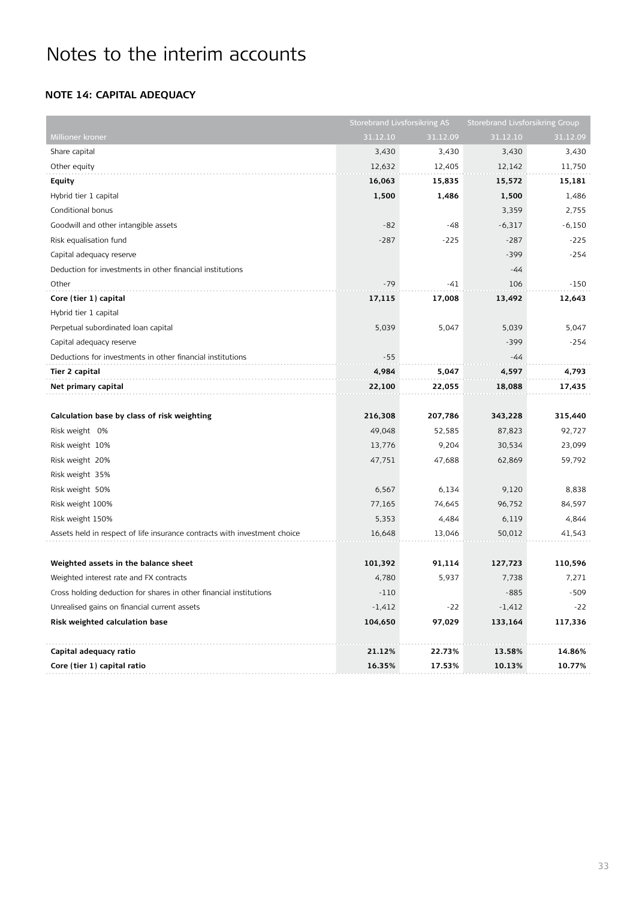# Notes to the interim accounts

## NOTE 14: CAPITAL ADEQUACY

| | Storebrand Livsforsikring AS | | Storebrand Livsforsikring Group | |
|---|---|---|---|---|
| Millioner kroner | 31.12.10 | 31.12.09 | 31.12.10 | 31.12.09 |
| Share capital | 3,430 | 3,430 | 3,430 | 3,430 |
| Other equity | 12,632 | 12,405 | 12,142 | 11,750 |
| **Equity** | **16,063** | **15,835** | **15,572** | **15,181** |
| Hybrid tier 1 capital | **1,500** | **1,486** | **1,500** | 1,486 |
| Conditional bonus | | | 3,359 | 2,755 |
| Goodwill and other intangible assets | -82 | -48 | -6,317 | -6,150 |
| Risk equalisation fund | -287 | -225 | -287 | -225 |
| Capital adequacy reserve | | | -399 | -254 |
| Deduction for investments in other financial institutions | | | -44 | |
| Other | -79 | -41 | 106 | -150 |
| **Core (tier 1) capital** | **17,115** | **17,008** | **13,492** | **12,643** |
| Hybrid tier 1 capital | | | | |
| Perpetual subordinated loan capital | 5,039 | 5,047 | 5,039 | 5,047 |
| Capital adequacy reserve | | | -399 | -254 |
| Deductions for investments in other financial institutions | -55 | | -44 | |
| **Tier 2 capital** | **4,984** | **5,047** | **4,597** | **4,793** |
| **Net primary capital** | **22,100** | **22,055** | **18,088** | **17,435** |
| | | | | |
| **Calculation base by class of risk weighting** | **216,308** | **207,786** | **343,228** | **315,440** |
| Risk weight 0% | 49,048 | 52,585 | 87,823 | 92,727 |
| Risk weight 10% | 13,776 | 9,204 | 30,534 | 23,099 |
| Risk weight 20% | 47,751 | 47,688 | 62,869 | 59,792 |
| Risk weight 35% | | | | |
| Risk weight 50% | 6,567 | 6,134 | 9,120 | 8,838 |
| Risk weight 100% | 77,165 | 74,645 | 96,752 | 84,597 |
| Risk weight 150% | 5,353 | 4,484 | 6,119 | 4,844 |
| Assets held in respect of life insurance contracts with investment choice | 16,648 | 13,046 | 50,012 | 41,543 |
| | | | | |
| **Weighted assets in the balance sheet** | **101,392** | **91,114** | **127,723** | **110,596** |
| Weighted interest rate and FX contracts | 4,780 | 5,937 | 7,738 | 7,271 |
| Cross holding deduction for shares in other financial institutions | -110 | | -885 | -509 |
| Unrealised gains on financial current assets | -1,412 | -22 | -1,412 | -22 |
| **Risk weighted calculation base** | **104,650** | **97,029** | **133,164** | **117,336** |
| | | | | |
| **Capital adequacy ratio** | **21.12%** | **22.73%** | **13.58%** | **14.86%** |
| **Core (tier 1) capital ratio** | **16.35%** | **17.53%** | **10.13%** | **10.77%** |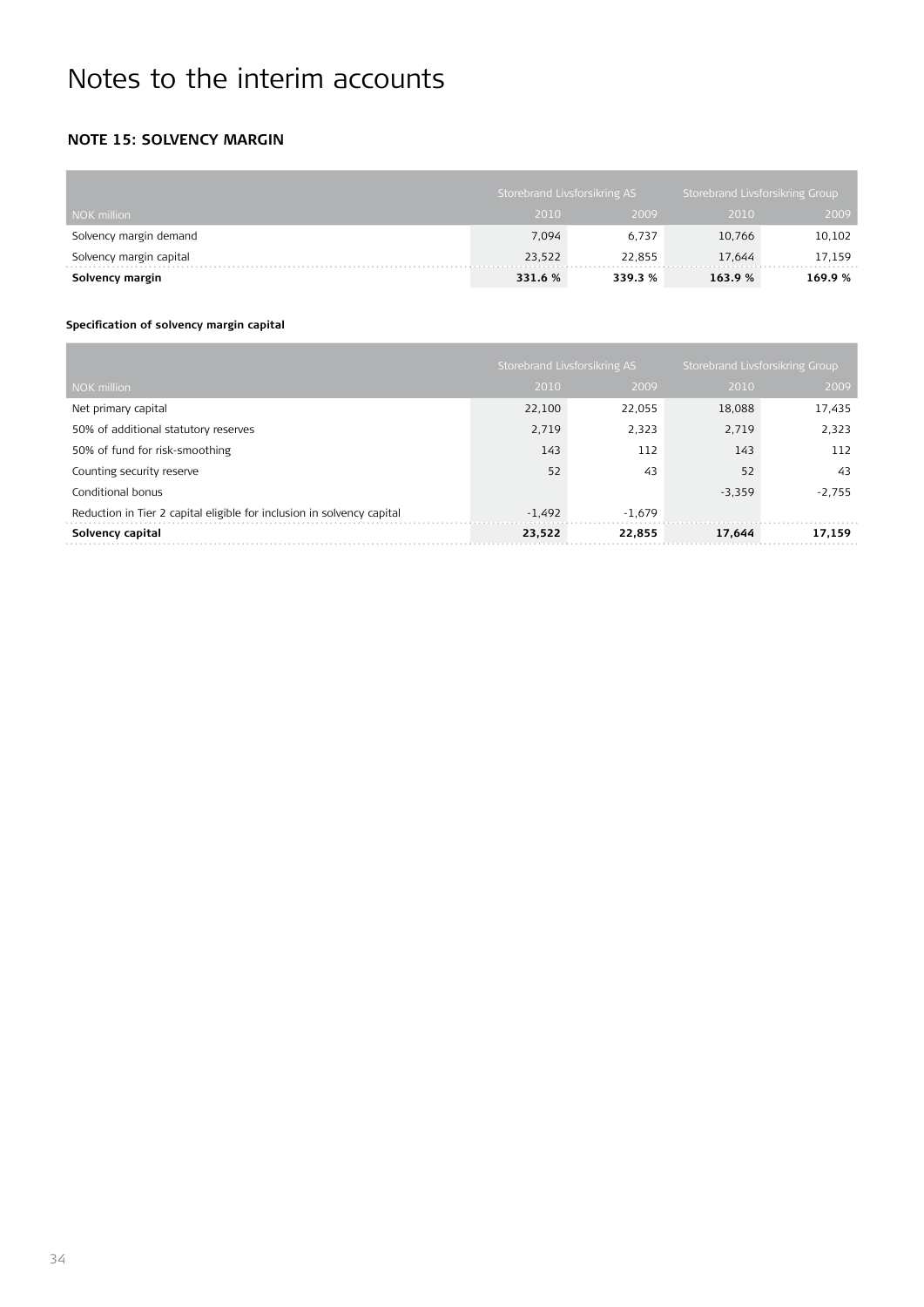# Notes to the interim accounts

## NOTE 15: SOLVENCY MARGIN

| | Storebrand Livsforsikring AS | | Storebrand Livsforsikring Group | |
|---|---|---|---|---|
| NOK million | 2010 | 2009 | 2010 | 2009 |
| Solvency margin demand | 7,094 | 6,737 | 10,766 | 10,102 |
| Solvency margin capital | 23,522 | 22,855 | 17,644 | 17,159 |
| **Solvency margin** | **331.6 %** | **339.3 %** | **163.9 %** | **169.9 %** |

**Specification of solvency margin capital**

| | Storebrand Livsforsikring AS | | Storebrand Livsforsikring Group | |
|---|---|---|---|---|
| NOK million | 2010 | 2009 | 2010 | 2009 |
| Net primary capital | 22,100 | 22,055 | 18,088 | 17,435 |
| 50% of additional statutory reserves | 2,719 | 2,323 | 2,719 | 2,323 |
| 50% of fund for risk-smoothing | 143 | 112 | 143 | 112 |
| Counting security reserve | 52 | 43 | 52 | 43 |
| Conditional bonus | | | -3,359 | -2,755 |
| Reduction in Tier 2 capital eligible for inclusion in solvency capital | -1,492 | -1,679 | | |
| **Solvency capital** | **23,522** | **22,855** | **17,644** | **17,159** |